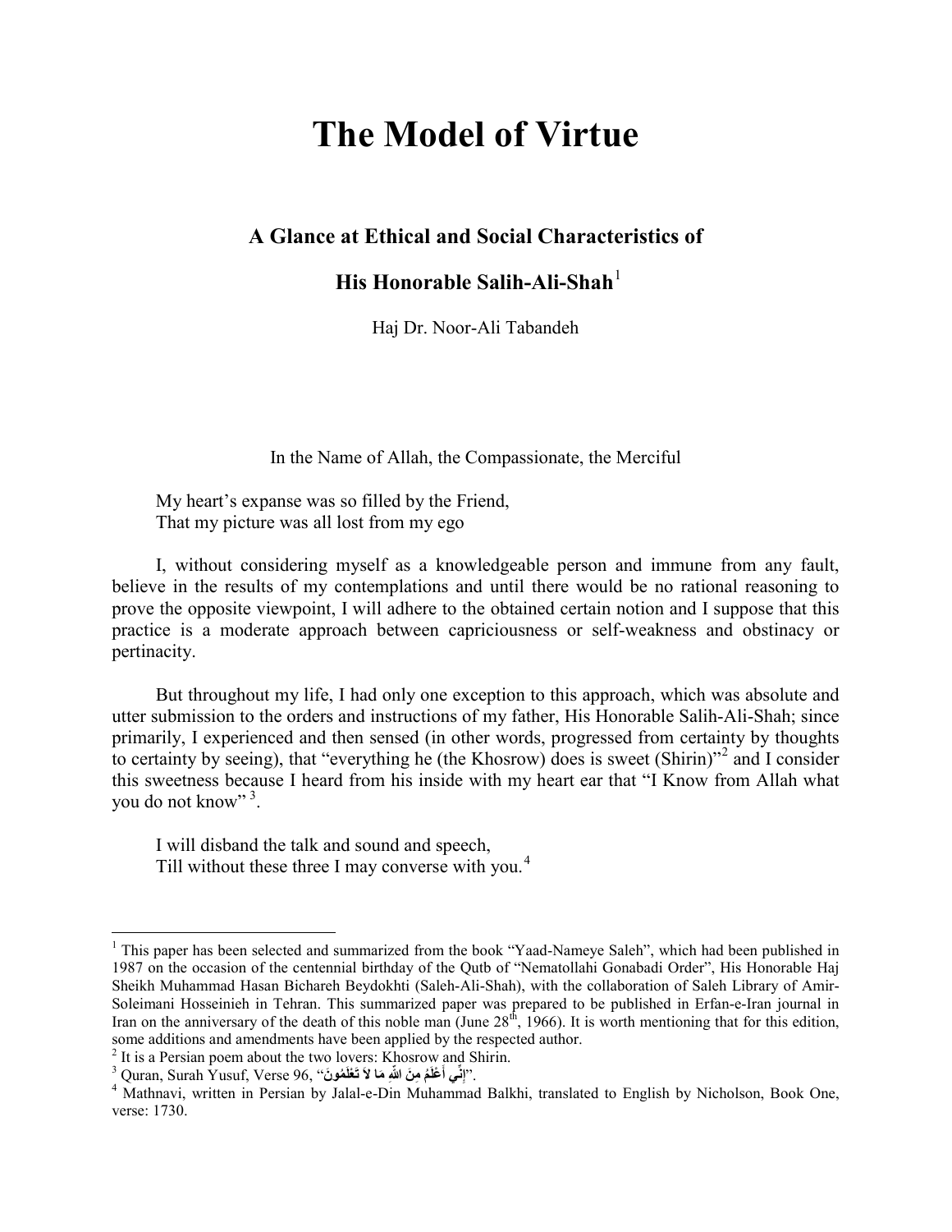# The Model of Virtue

### A Glance at Ethical and Social Characteristics of

### His Honorable Salih-Ali-Shah[1]

Haj Dr. Noor-Ali Tabandeh

In the Name of Allah, the Compassionate, the Merciful

My heart's expanse was so filled by the Friend,
That my picture was all lost from my ego

I, without considering myself as a knowledgeable person and immune from any fault, believe in the results of my contemplations and until there would be no rational reasoning to prove the opposite viewpoint, I will adhere to the obtained certain notion and I suppose that this practice is a moderate approach between capriciousness or self-weakness and obstinacy or pertinacity.

But throughout my life, I had only one exception to this approach, which was absolute and utter submission to the orders and instructions of my father, His Honorable Salih-Ali-Shah; since primarily, I experienced and then sensed (in other words, progressed from certainty by thoughts to certainty by seeing), that "everything he (the Khosrow) does is sweet (Shirin)"[2] and I consider this sweetness because I heard from his inside with my heart ear that "I Know from Allah what you do not know"[3].

I will disband the talk and sound and speech,
Till without these three I may converse with you.[4]

---

[1] This paper has been selected and summarized from the book "Yaad-Nameye Saleh", which had been published in 1987 on the occasion of the centennial birthday of the Qutb of "Nematollahi Gonabadi Order", His Honorable Haj Sheikh Muhammad Hasan Bichareh Beydokhti (Saleh-Ali-Shah), with the collaboration of Saleh Library of Amir-Soleimani Hosseinieh in Tehran. This summarized paper was prepared to be published in Erfan-e-Iran journal in Iran on the anniversary of the death of this noble man (June 28th, 1966). It is worth mentioning that for this edition, some additions and amendments have been applied by the respected author.

[2] It is a Persian poem about the two lovers: Khosrow and Shirin.

[3] Quran, Surah Yusuf, Verse 96, "إِنِّي أَعْلَمُ مِنَ اللَّهِ مَا لاَ تَعْلَمُونَ".

[4] Mathnavi, written in Persian by Jalal-e-Din Muhammad Balkhi, translated to English by Nicholson, Book One, verse: 1730.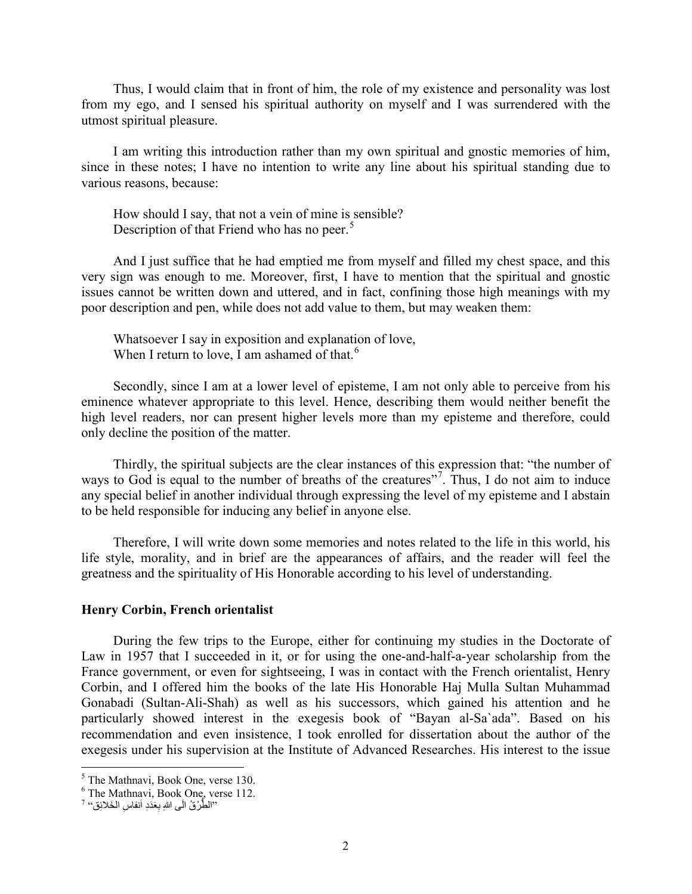Thus, I would claim that in front of him, the role of my existence and personality was lost from my ego, and I sensed his spiritual authority on myself and I was surrendered with the utmost spiritual pleasure.

I am writing this introduction rather than my own spiritual and gnostic memories of him, since in these notes; I have no intention to write any line about his spiritual standing due to various reasons, because:

> How should I say, that not a vein of mine is sensible?
> Description of that Friend who has no peer.[5]

And I just suffice that he had emptied me from myself and filled my chest space, and this very sign was enough to me. Moreover, first, I have to mention that the spiritual and gnostic issues cannot be written down and uttered, and in fact, confining those high meanings with my poor description and pen, while does not add value to them, but may weaken them:

> Whatsoever I say in exposition and explanation of love,
> When I return to love, I am ashamed of that.[6]

Secondly, since I am at a lower level of episteme, I am not only able to perceive from his eminence whatever appropriate to this level. Hence, describing them would neither benefit the high level readers, nor can present higher levels more than my episteme and therefore, could only decline the position of the matter.

Thirdly, the spiritual subjects are the clear instances of this expression that: "the number of ways to God is equal to the number of breaths of the creatures"[7]. Thus, I do not aim to induce any special belief in another individual through expressing the level of my episteme and I abstain to be held responsible for inducing any belief in anyone else.

Therefore, I will write down some memories and notes related to the life in this world, his life style, morality, and in brief are the appearances of affairs, and the reader will feel the greatness and the spirituality of His Honorable according to his level of understanding.

## Henry Corbin, French orientalist

During the few trips to the Europe, either for continuing my studies in the Doctorate of Law in 1957 that I succeeded in it, or for using the one-and-half-a-year scholarship from the France government, or even for sightseeing, I was in contact with the French orientalist, Henry Corbin, and I offered him the books of the late His Honorable Haj Mulla Sultan Muhammad Gonabadi (Sultan-Ali-Shah) as well as his successors, which gained his attention and he particularly showed interest in the exegesis book of "Bayan al-Sa`ada". Based on his recommendation and even insistence, I took enrolled for dissertation about the author of the exegesis under his supervision at the Institute of Advanced Researches. His interest to the issue

---

[5] The Mathnavi, Book One, verse 130.

[6] The Mathnavi, Book One, verse 112.

[7] "الطُرُقُ الَی اللهِ بِعَدَدِ أنفاسِ الخَلائِق"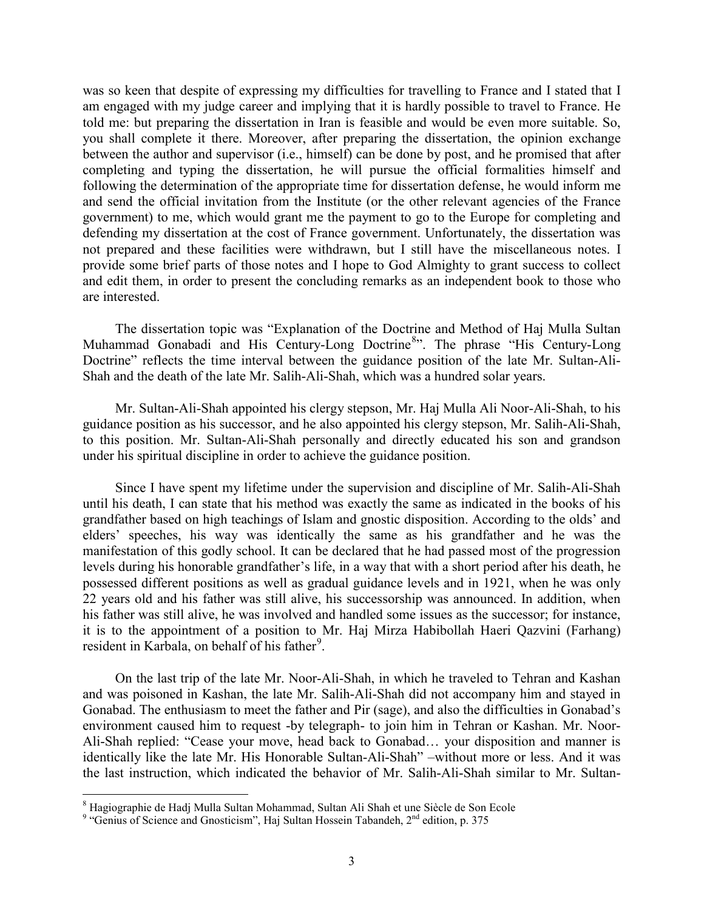was so keen that despite of expressing my difficulties for travelling to France and I stated that I am engaged with my judge career and implying that it is hardly possible to travel to France. He told me: but preparing the dissertation in Iran is feasible and would be even more suitable. So, you shall complete it there. Moreover, after preparing the dissertation, the opinion exchange between the author and supervisor (i.e., himself) can be done by post, and he promised that after completing and typing the dissertation, he will pursue the official formalities himself and following the determination of the appropriate time for dissertation defense, he would inform me and send the official invitation from the Institute (or the other relevant agencies of the France government) to me, which would grant me the payment to go to the Europe for completing and defending my dissertation at the cost of France government. Unfortunately, the dissertation was not prepared and these facilities were withdrawn, but I still have the miscellaneous notes. I provide some brief parts of those notes and I hope to God Almighty to grant success to collect and edit them, in order to present the concluding remarks as an independent book to those who are interested.

The dissertation topic was "Explanation of the Doctrine and Method of Haj Mulla Sultan Muhammad Gonabadi and His Century-Long Doctrine[8]". The phrase "His Century-Long Doctrine" reflects the time interval between the guidance position of the late Mr. Sultan-Ali-Shah and the death of the late Mr. Salih-Ali-Shah, which was a hundred solar years.

Mr. Sultan-Ali-Shah appointed his clergy stepson, Mr. Haj Mulla Ali Noor-Ali-Shah, to his guidance position as his successor, and he also appointed his clergy stepson, Mr. Salih-Ali-Shah, to this position. Mr. Sultan-Ali-Shah personally and directly educated his son and grandson under his spiritual discipline in order to achieve the guidance position.

Since I have spent my lifetime under the supervision and discipline of Mr. Salih-Ali-Shah until his death, I can state that his method was exactly the same as indicated in the books of his grandfather based on high teachings of Islam and gnostic disposition. According to the olds' and elders' speeches, his way was identically the same as his grandfather and he was the manifestation of this godly school. It can be declared that he had passed most of the progression levels during his honorable grandfather's life, in a way that with a short period after his death, he possessed different positions as well as gradual guidance levels and in 1921, when he was only 22 years old and his father was still alive, his successorship was announced. In addition, when his father was still alive, he was involved and handled some issues as the successor; for instance, it is to the appointment of a position to Mr. Haj Mirza Habibollah Haeri Qazvini (Farhang) resident in Karbala, on behalf of his father[9].

On the last trip of the late Mr. Noor-Ali-Shah, in which he traveled to Tehran and Kashan and was poisoned in Kashan, the late Mr. Salih-Ali-Shah did not accompany him and stayed in Gonabad. The enthusiasm to meet the father and Pir (sage), and also the difficulties in Gonabad's environment caused him to request -by telegraph- to join him in Tehran or Kashan. Mr. Noor-Ali-Shah replied: "Cease your move, head back to Gonabad… your disposition and manner is identically like the late Mr. His Honorable Sultan-Ali-Shah" –without more or less. And it was the last instruction, which indicated the behavior of Mr. Salih-Ali-Shah similar to Mr. Sultan-

---

[8] Hagiographie de Hadj Mulla Sultan Mohammad, Sultan Ali Shah et une Siècle de Son Ecole

[9] "Genius of Science and Gnosticism", Haj Sultan Hossein Tabandeh, 2nd edition, p. 375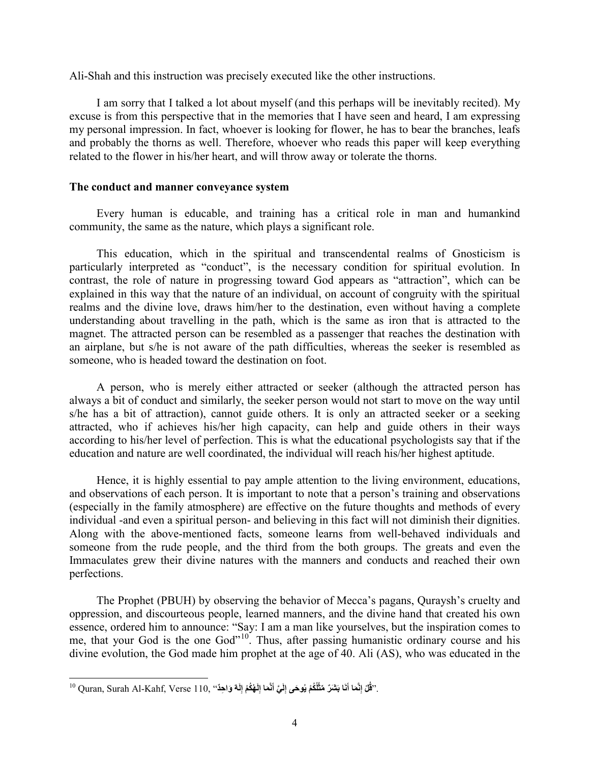Ali-Shah and this instruction was precisely executed like the other instructions.

I am sorry that I talked a lot about myself (and this perhaps will be inevitably recited). My excuse is from this perspective that in the memories that I have seen and heard, I am expressing my personal impression. In fact, whoever is looking for flower, he has to bear the branches, leafs and probably the thorns as well. Therefore, whoever who reads this paper will keep everything related to the flower in his/her heart, and will throw away or tolerate the thorns.

**The conduct and manner conveyance system**

Every human is educable, and training has a critical role in man and humankind community, the same as the nature, which plays a significant role.

This education, which in the spiritual and transcendental realms of Gnosticism is particularly interpreted as "conduct", is the necessary condition for spiritual evolution. In contrast, the role of nature in progressing toward God appears as "attraction", which can be explained in this way that the nature of an individual, on account of congruity with the spiritual realms and the divine love, draws him/her to the destination, even without having a complete understanding about travelling in the path, which is the same as iron that is attracted to the magnet. The attracted person can be resembled as a passenger that reaches the destination with an airplane, but s/he is not aware of the path difficulties, whereas the seeker is resembled as someone, who is headed toward the destination on foot.

A person, who is merely either attracted or seeker (although the attracted person has always a bit of conduct and similarly, the seeker person would not start to move on the way until s/he has a bit of attraction), cannot guide others. It is only an attracted seeker or a seeking attracted, who if achieves his/her high capacity, can help and guide others in their ways according to his/her level of perfection. This is what the educational psychologists say that if the education and nature are well coordinated, the individual will reach his/her highest aptitude.

Hence, it is highly essential to pay ample attention to the living environment, educations, and observations of each person. It is important to note that a person's training and observations (especially in the family atmosphere) are effective on the future thoughts and methods of every individual -and even a spiritual person- and believing in this fact will not diminish their dignities. Along with the above-mentioned facts, someone learns from well-behaved individuals and someone from the rude people, and the third from the both groups. The greats and even the Immaculates grew their divine natures with the manners and conducts and reached their own perfections.

The Prophet (PBUH) by observing the behavior of Mecca's pagans, Quraysh's cruelty and oppression, and discourteous people, learned manners, and the divine hand that created his own essence, ordered him to announce: "Say: I am a man like yourselves, but the inspiration comes to me, that your God is the one God"[10]. Thus, after passing humanistic ordinary course and his divine evolution, the God made him prophet at the age of 40. Ali (AS), who was educated in the

---

[10] Quran, Surah Al-Kahf, Verse 110, "قُلْ إِنَّمَا أَنَا بَشَرٌ مِّثْلُكُمْ يُوحَىٰ إِلَيَّ أَنَّمَا إِلَٰهُكُمْ إِلَٰهٌ وَاحِدٌ".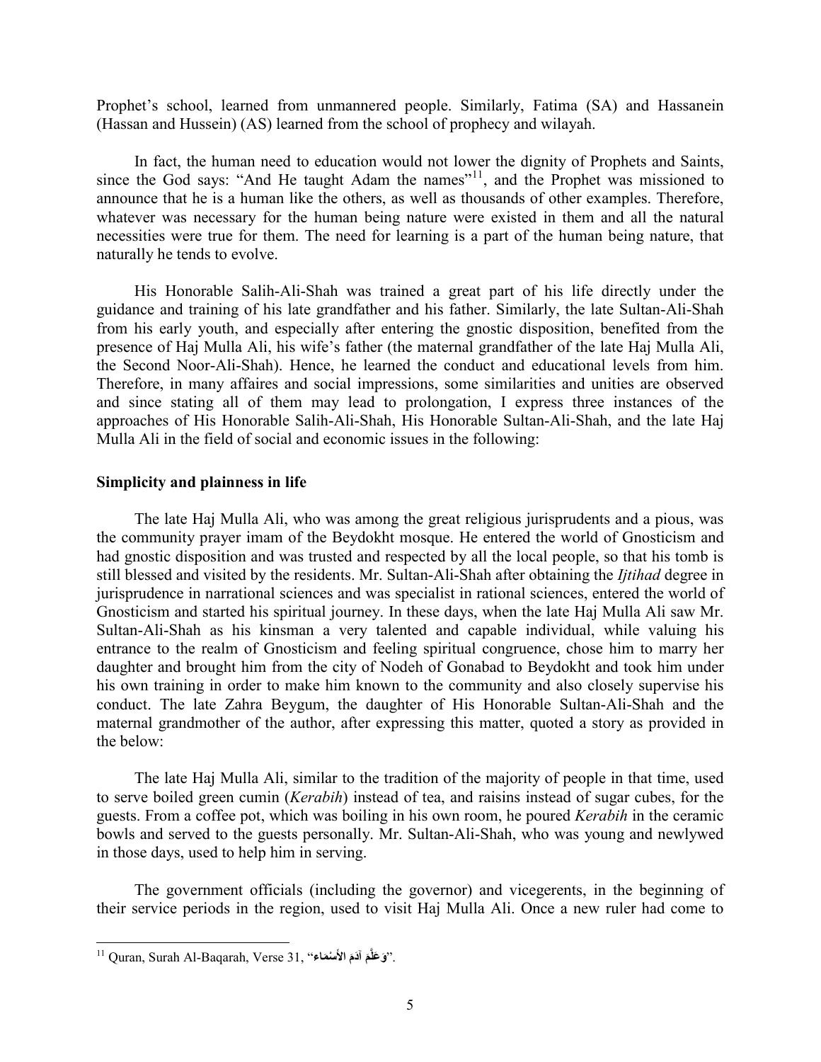Prophet's school, learned from unmannered people. Similarly, Fatima (SA) and Hassanein (Hassan and Hussein) (AS) learned from the school of prophecy and wilayah.

In fact, the human need to education would not lower the dignity of Prophets and Saints, since the God says: "And He taught Adam the names"[11], and the Prophet was missioned to announce that he is a human like the others, as well as thousands of other examples. Therefore, whatever was necessary for the human being nature were existed in them and all the natural necessities were true for them. The need for learning is a part of the human being nature, that naturally he tends to evolve.

His Honorable Salih-Ali-Shah was trained a great part of his life directly under the guidance and training of his late grandfather and his father. Similarly, the late Sultan-Ali-Shah from his early youth, and especially after entering the gnostic disposition, benefited from the presence of Haj Mulla Ali, his wife's father (the maternal grandfather of the late Haj Mulla Ali, the Second Noor-Ali-Shah). Hence, he learned the conduct and educational levels from him. Therefore, in many affaires and social impressions, some similarities and unities are observed and since stating all of them may lead to prolongation, I express three instances of the approaches of His Honorable Salih-Ali-Shah, His Honorable Sultan-Ali-Shah, and the late Haj Mulla Ali in the field of social and economic issues in the following:

**Simplicity and plainness in life**

The late Haj Mulla Ali, who was among the great religious jurisprudents and a pious, was the community prayer imam of the Beydokht mosque. He entered the world of Gnosticism and had gnostic disposition and was trusted and respected by all the local people, so that his tomb is still blessed and visited by the residents. Mr. Sultan-Ali-Shah after obtaining the *Ijtihad* degree in jurisprudence in narrational sciences and was specialist in rational sciences, entered the world of Gnosticism and started his spiritual journey. In these days, when the late Haj Mulla Ali saw Mr. Sultan-Ali-Shah as his kinsman a very talented and capable individual, while valuing his entrance to the realm of Gnosticism and feeling spiritual congruence, chose him to marry her daughter and brought him from the city of Nodeh of Gonabad to Beydokht and took him under his own training in order to make him known to the community and also closely supervise his conduct. The late Zahra Beygum, the daughter of His Honorable Sultan-Ali-Shah and the maternal grandmother of the author, after expressing this matter, quoted a story as provided in the below:

The late Haj Mulla Ali, similar to the tradition of the majority of people in that time, used to serve boiled green cumin (*Kerabih*) instead of tea, and raisins instead of sugar cubes, for the guests. From a coffee pot, which was boiling in his own room, he poured *Kerabih* in the ceramic bowls and served to the guests personally. Mr. Sultan-Ali-Shah, who was young and newlywed in those days, used to help him in serving.

The government officials (including the governor) and vicegerents, in the beginning of their service periods in the region, used to visit Haj Mulla Ali. Once a new ruler had come to

---

[11] Quran, Surah Al-Baqarah, Verse 31, "**وَعَلَّمَ آدَمَ الأَسْمَاءَ**".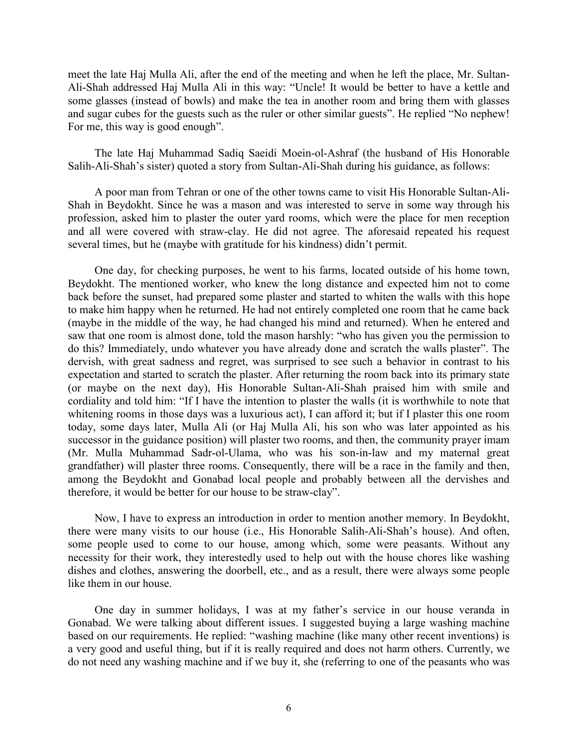meet the late Haj Mulla Ali, after the end of the meeting and when he left the place, Mr. Sultan-Ali-Shah addressed Haj Mulla Ali in this way: "Uncle! It would be better to have a kettle and some glasses (instead of bowls) and make the tea in another room and bring them with glasses and sugar cubes for the guests such as the ruler or other similar guests". He replied "No nephew! For me, this way is good enough".

The late Haj Muhammad Sadiq Saeidi Moein-ol-Ashraf (the husband of His Honorable Salih-Ali-Shah's sister) quoted a story from Sultan-Ali-Shah during his guidance, as follows:

A poor man from Tehran or one of the other towns came to visit His Honorable Sultan-Ali-Shah in Beydokht. Since he was a mason and was interested to serve in some way through his profession, asked him to plaster the outer yard rooms, which were the place for men reception and all were covered with straw-clay. He did not agree. The aforesaid repeated his request several times, but he (maybe with gratitude for his kindness) didn't permit.

One day, for checking purposes, he went to his farms, located outside of his home town, Beydokht. The mentioned worker, who knew the long distance and expected him not to come back before the sunset, had prepared some plaster and started to whiten the walls with this hope to make him happy when he returned. He had not entirely completed one room that he came back (maybe in the middle of the way, he had changed his mind and returned). When he entered and saw that one room is almost done, told the mason harshly: "who has given you the permission to do this? Immediately, undo whatever you have already done and scratch the walls plaster". The dervish, with great sadness and regret, was surprised to see such a behavior in contrast to his expectation and started to scratch the plaster. After returning the room back into its primary state (or maybe on the next day), His Honorable Sultan-Ali-Shah praised him with smile and cordiality and told him: "If I have the intention to plaster the walls (it is worthwhile to note that whitening rooms in those days was a luxurious act), I can afford it; but if I plaster this one room today, some days later, Mulla Ali (or Haj Mulla Ali, his son who was later appointed as his successor in the guidance position) will plaster two rooms, and then, the community prayer imam (Mr. Mulla Muhammad Sadr-ol-Ulama, who was his son-in-law and my maternal great grandfather) will plaster three rooms. Consequently, there will be a race in the family and then, among the Beydokht and Gonabad local people and probably between all the dervishes and therefore, it would be better for our house to be straw-clay".

Now, I have to express an introduction in order to mention another memory. In Beydokht, there were many visits to our house (i.e., His Honorable Salih-Ali-Shah's house). And often, some people used to come to our house, among which, some were peasants. Without any necessity for their work, they interestedly used to help out with the house chores like washing dishes and clothes, answering the doorbell, etc., and as a result, there were always some people like them in our house.

One day in summer holidays, I was at my father's service in our house veranda in Gonabad. We were talking about different issues. I suggested buying a large washing machine based on our requirements. He replied: "washing machine (like many other recent inventions) is a very good and useful thing, but if it is really required and does not harm others. Currently, we do not need any washing machine and if we buy it, she (referring to one of the peasants who was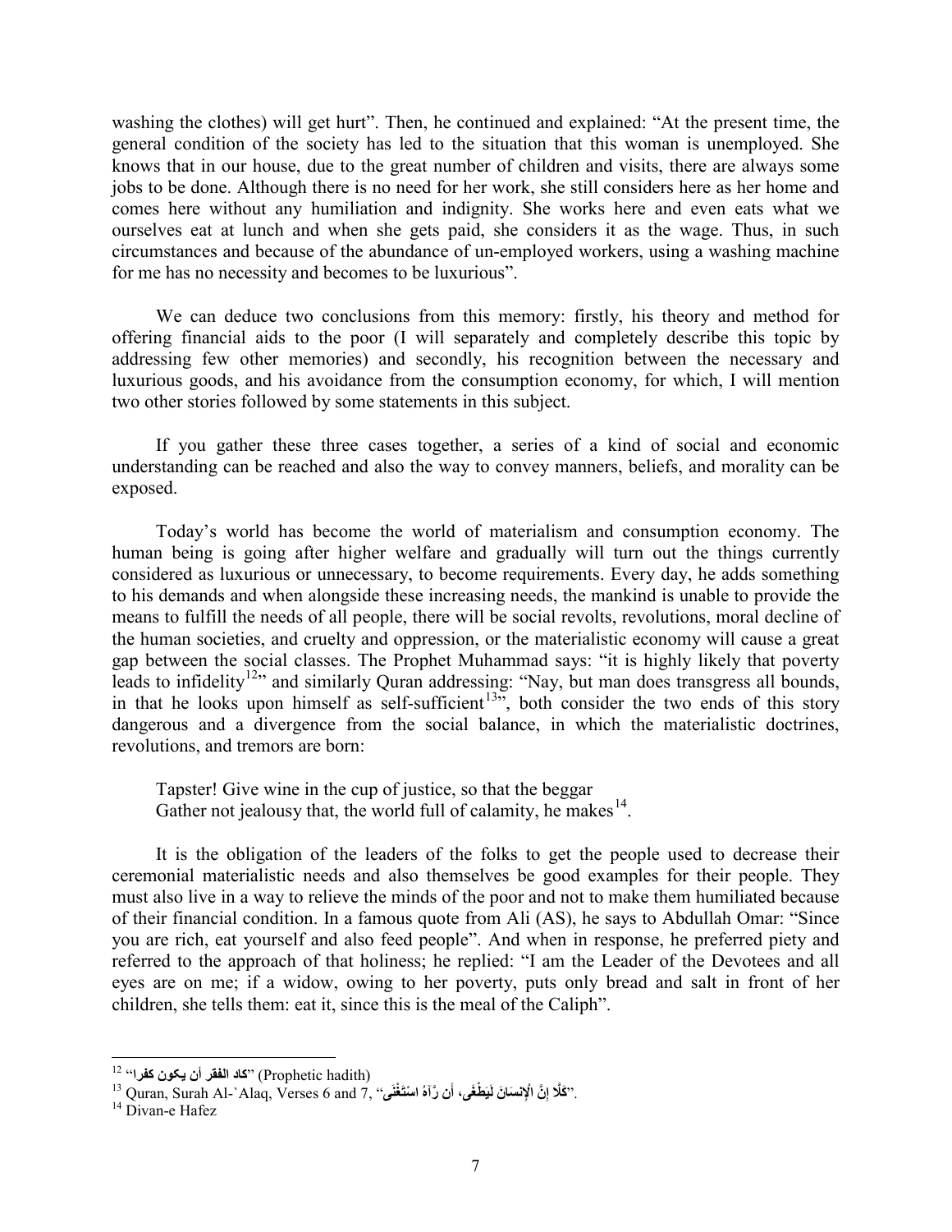washing the clothes) will get hurt". Then, he continued and explained: "At the present time, the general condition of the society has led to the situation that this woman is unemployed. She knows that in our house, due to the great number of children and visits, there are always some jobs to be done. Although there is no need for her work, she still considers here as her home and comes here without any humiliation and indignity. She works here and even eats what we ourselves eat at lunch and when she gets paid, she considers it as the wage. Thus, in such circumstances and because of the abundance of un-employed workers, using a washing machine for me has no necessity and becomes to be luxurious".

We can deduce two conclusions from this memory: firstly, his theory and method for offering financial aids to the poor (I will separately and completely describe this topic by addressing few other memories) and secondly, his recognition between the necessary and luxurious goods, and his avoidance from the consumption economy, for which, I will mention two other stories followed by some statements in this subject.

If you gather these three cases together, a series of a kind of social and economic understanding can be reached and also the way to convey manners, beliefs, and morality can be exposed.

Today's world has become the world of materialism and consumption economy. The human being is going after higher welfare and gradually will turn out the things currently considered as luxurious or unnecessary, to become requirements. Every day, he adds something to his demands and when alongside these increasing needs, the mankind is unable to provide the means to fulfill the needs of all people, there will be social revolts, revolutions, moral decline of the human societies, and cruelty and oppression, or the materialistic economy will cause a great gap between the social classes. The Prophet Muhammad says: "it is highly likely that poverty leads to infidelity[12]" and similarly Quran addressing: "Nay, but man does transgress all bounds, in that he looks upon himself as self-sufficient[13]", both consider the two ends of this story dangerous and a divergence from the social balance, in which the materialistic doctrines, revolutions, and tremors are born:

Tapster! Give wine in the cup of justice, so that the beggar
Gather not jealousy that, the world full of calamity, he makes[14].

It is the obligation of the leaders of the folks to get the people used to decrease their ceremonial materialistic needs and also themselves be good examples for their people. They must also live in a way to relieve the minds of the poor and not to make them humiliated because of their financial condition. In a famous quote from Ali (AS), he says to Abdullah Omar: "Since you are rich, eat yourself and also feed people". And when in response, he preferred piety and referred to the approach of that holiness; he replied: "I am the Leader of the Devotees and all eyes are on me; if a widow, owing to her poverty, puts only bread and salt in front of her children, she tells them: eat it, since this is the meal of the Caliph".

---

[12] "كاد الفقر أن يكون كفرا" (Prophetic hadith)

[13] Quran, Surah Al-`Alaq, Verses 6 and 7, "كَلَّا إِنَّ الْإِنسَانَ لَيَطْغَى، أَن رَّآهُ اسْتَغْنَى".

[14] Divan-e Hafez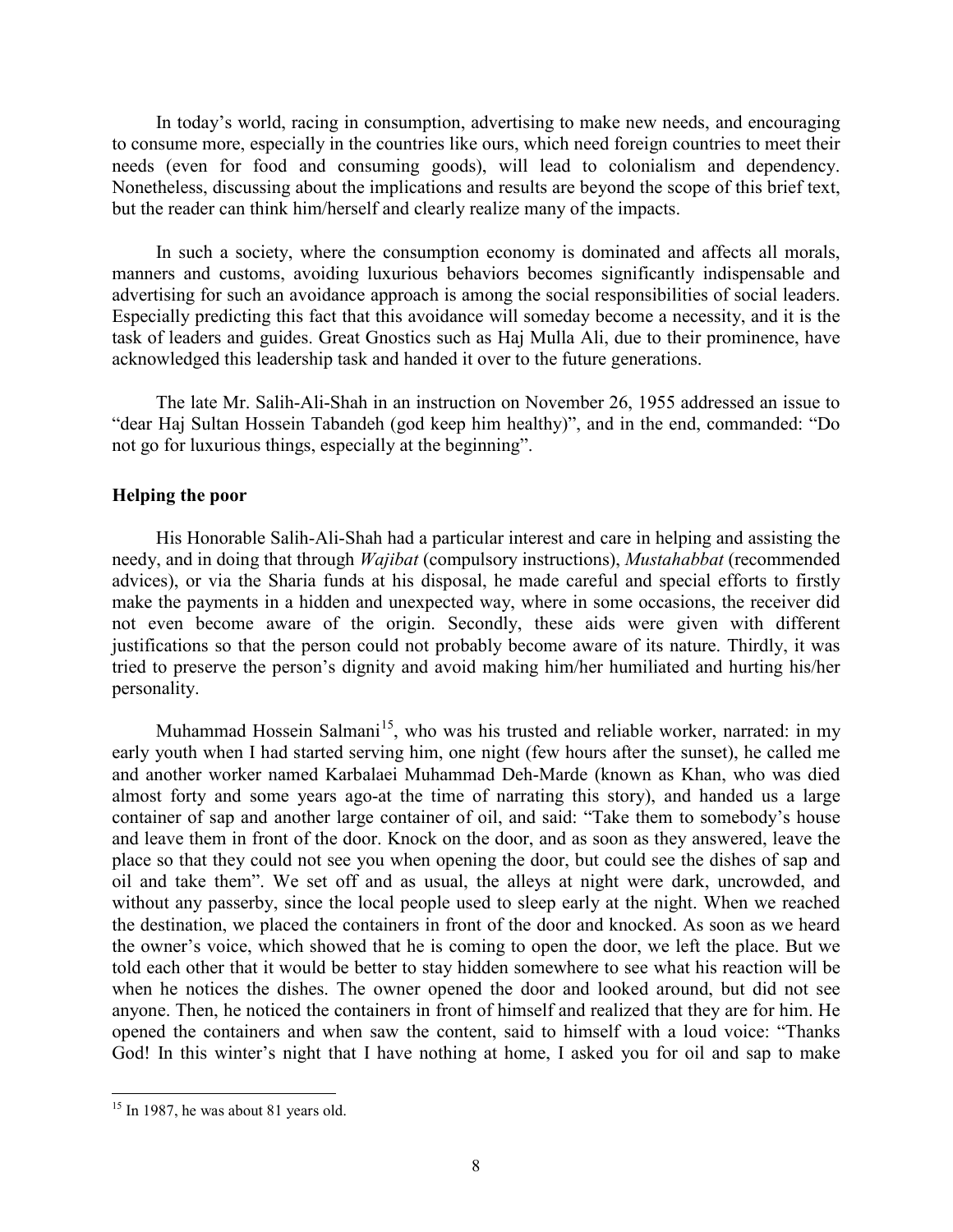In today's world, racing in consumption, advertising to make new needs, and encouraging to consume more, especially in the countries like ours, which need foreign countries to meet their needs (even for food and consuming goods), will lead to colonialism and dependency. Nonetheless, discussing about the implications and results are beyond the scope of this brief text, but the reader can think him/herself and clearly realize many of the impacts.

In such a society, where the consumption economy is dominated and affects all morals, manners and customs, avoiding luxurious behaviors becomes significantly indispensable and advertising for such an avoidance approach is among the social responsibilities of social leaders. Especially predicting this fact that this avoidance will someday become a necessity, and it is the task of leaders and guides. Great Gnostics such as Haj Mulla Ali, due to their prominence, have acknowledged this leadership task and handed it over to the future generations.

The late Mr. Salih-Ali-Shah in an instruction on November 26, 1955 addressed an issue to "dear Haj Sultan Hossein Tabandeh (god keep him healthy)", and in the end, commanded: "Do not go for luxurious things, especially at the beginning".

## Helping the poor

His Honorable Salih-Ali-Shah had a particular interest and care in helping and assisting the needy, and in doing that through *Wajibat* (compulsory instructions), *Mustahabbat* (recommended advices), or via the Sharia funds at his disposal, he made careful and special efforts to firstly make the payments in a hidden and unexpected way, where in some occasions, the receiver did not even become aware of the origin. Secondly, these aids were given with different justifications so that the person could not probably become aware of its nature. Thirdly, it was tried to preserve the person's dignity and avoid making him/her humiliated and hurting his/her personality.

Muhammad Hossein Salmani[15], who was his trusted and reliable worker, narrated: in my early youth when I had started serving him, one night (few hours after the sunset), he called me and another worker named Karbalaei Muhammad Deh-Marde (known as Khan, who was died almost forty and some years ago-at the time of narrating this story), and handed us a large container of sap and another large container of oil, and said: "Take them to somebody's house and leave them in front of the door. Knock on the door, and as soon as they answered, leave the place so that they could not see you when opening the door, but could see the dishes of sap and oil and take them". We set off and as usual, the alleys at night were dark, uncrowded, and without any passerby, since the local people used to sleep early at the night. When we reached the destination, we placed the containers in front of the door and knocked. As soon as we heard the owner's voice, which showed that he is coming to open the door, we left the place. But we told each other that it would be better to stay hidden somewhere to see what his reaction will be when he notices the dishes. The owner opened the door and looked around, but did not see anyone. Then, he noticed the containers in front of himself and realized that they are for him. He opened the containers and when saw the content, said to himself with a loud voice: "Thanks God! In this winter's night that I have nothing at home, I asked you for oil and sap to make

---

[15] In 1987, he was about 81 years old.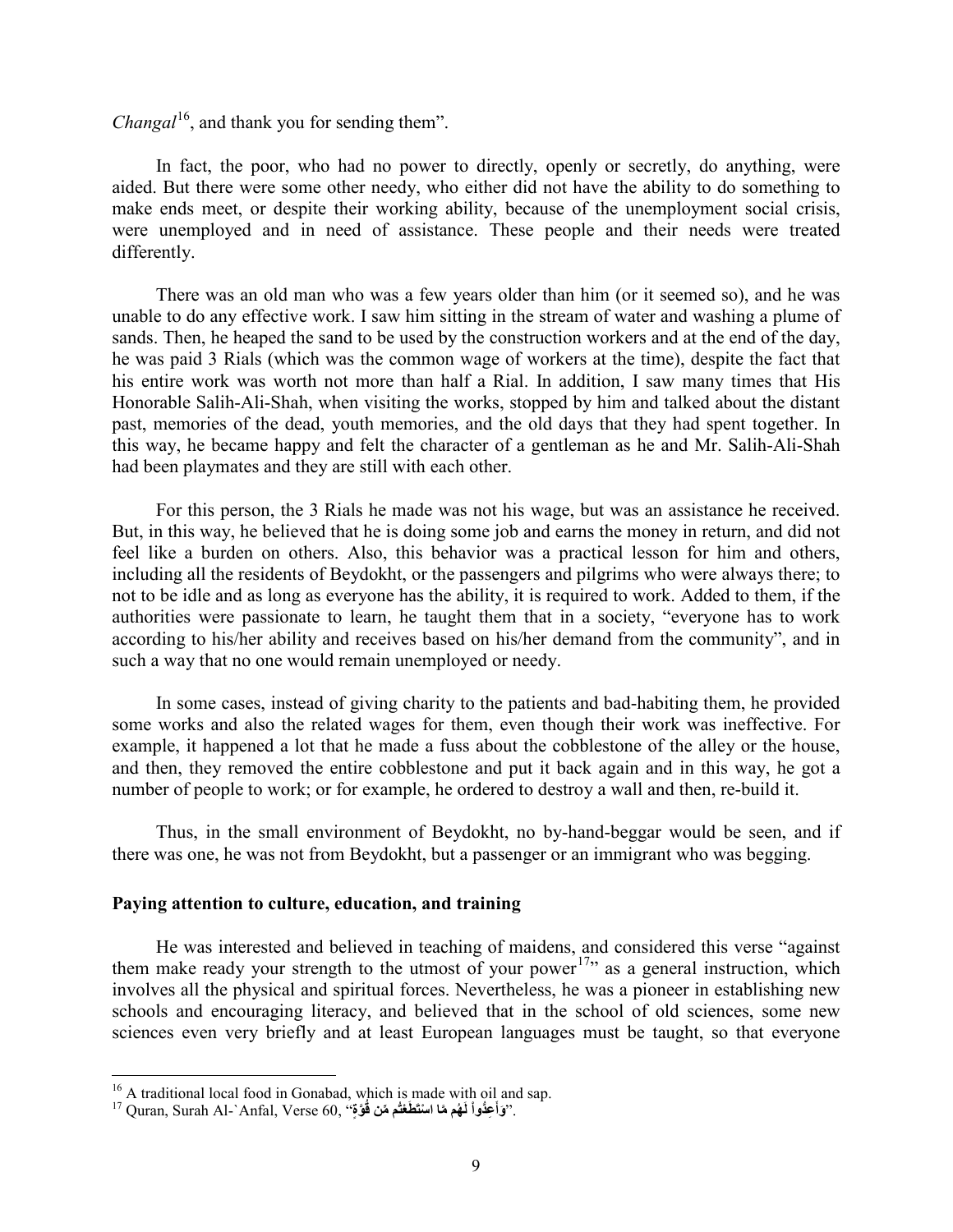*Changal*[16], and thank you for sending them".

In fact, the poor, who had no power to directly, openly or secretly, do anything, were aided. But there were some other needy, who either did not have the ability to do something to make ends meet, or despite their working ability, because of the unemployment social crisis, were unemployed and in need of assistance. These people and their needs were treated differently.

There was an old man who was a few years older than him (or it seemed so), and he was unable to do any effective work. I saw him sitting in the stream of water and washing a plume of sands. Then, he heaped the sand to be used by the construction workers and at the end of the day, he was paid 3 Rials (which was the common wage of workers at the time), despite the fact that his entire work was worth not more than half a Rial. In addition, I saw many times that His Honorable Salih-Ali-Shah, when visiting the works, stopped by him and talked about the distant past, memories of the dead, youth memories, and the old days that they had spent together. In this way, he became happy and felt the character of a gentleman as he and Mr. Salih-Ali-Shah had been playmates and they are still with each other.

For this person, the 3 Rials he made was not his wage, but was an assistance he received. But, in this way, he believed that he is doing some job and earns the money in return, and did not feel like a burden on others. Also, this behavior was a practical lesson for him and others, including all the residents of Beydokht, or the passengers and pilgrims who were always there; to not to be idle and as long as everyone has the ability, it is required to work. Added to them, if the authorities were passionate to learn, he taught them that in a society, "everyone has to work according to his/her ability and receives based on his/her demand from the community", and in such a way that no one would remain unemployed or needy.

In some cases, instead of giving charity to the patients and bad-habiting them, he provided some works and also the related wages for them, even though their work was ineffective. For example, it happened a lot that he made a fuss about the cobblestone of the alley or the house, and then, they removed the entire cobblestone and put it back again and in this way, he got a number of people to work; or for example, he ordered to destroy a wall and then, re-build it.

Thus, in the small environment of Beydokht, no by-hand-beggar would be seen, and if there was one, he was not from Beydokht, but a passenger or an immigrant who was begging.

**Paying attention to culture, education, and training**

He was interested and believed in teaching of maidens, and considered this verse "against them make ready your strength to the utmost of your power[17]" as a general instruction, which involves all the physical and spiritual forces. Nevertheless, he was a pioneer in establishing new schools and encouraging literacy, and believed that in the school of old sciences, some new sciences even very briefly and at least European languages must be taught, so that everyone

---

[16] A traditional local food in Gonabad, which is made with oil and sap.

[17] Quran, Surah Al-`Anfal, Verse 60, "**وَأَعِدُّواْ لَهُم مَّا اسْتَطَعْتُم مِّن قُوَّةٍ**".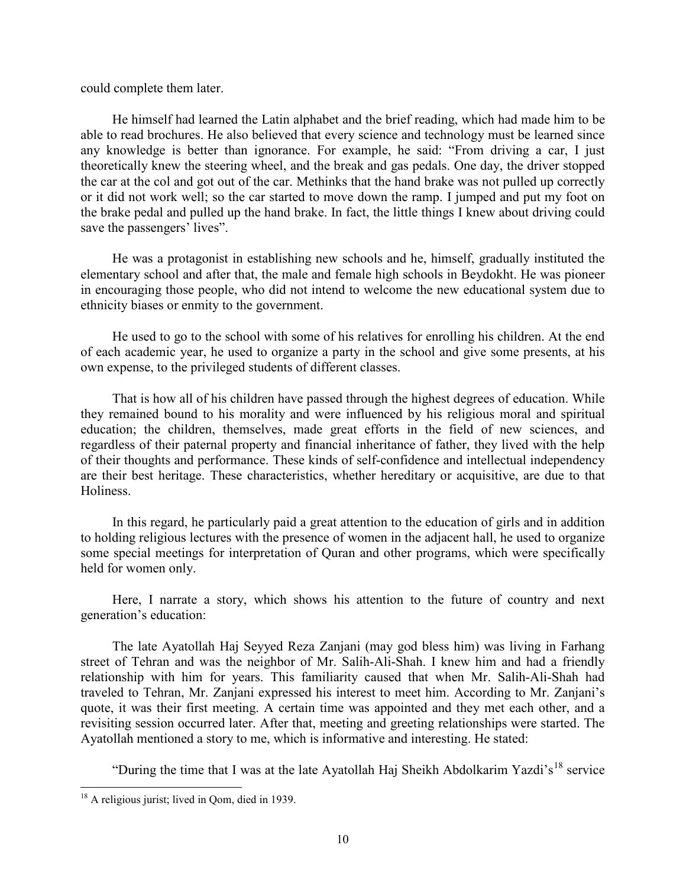could complete them later.

He himself had learned the Latin alphabet and the brief reading, which had made him to be able to read brochures. He also believed that every science and technology must be learned since any knowledge is better than ignorance. For example, he said: "From driving a car, I just theoretically knew the steering wheel, and the break and gas pedals. One day, the driver stopped the car at the col and got out of the car. Methinks that the hand brake was not pulled up correctly or it did not work well; so the car started to move down the ramp. I jumped and put my foot on the brake pedal and pulled up the hand brake. In fact, the little things I knew about driving could save the passengers' lives".

He was a protagonist in establishing new schools and he, himself, gradually instituted the elementary school and after that, the male and female high schools in Beydokht. He was pioneer in encouraging those people, who did not intend to welcome the new educational system due to ethnicity biases or enmity to the government.

He used to go to the school with some of his relatives for enrolling his children. At the end of each academic year, he used to organize a party in the school and give some presents, at his own expense, to the privileged students of different classes.

That is how all of his children have passed through the highest degrees of education. While they remained bound to his morality and were influenced by his religious moral and spiritual education; the children, themselves, made great efforts in the field of new sciences, and regardless of their paternal property and financial inheritance of father, they lived with the help of their thoughts and performance. These kinds of self-confidence and intellectual independency are their best heritage. These characteristics, whether hereditary or acquisitive, are due to that Holiness.

In this regard, he particularly paid a great attention to the education of girls and in addition to holding religious lectures with the presence of women in the adjacent hall, he used to organize some special meetings for interpretation of Quran and other programs, which were specifically held for women only.

Here, I narrate a story, which shows his attention to the future of country and next generation's education:

The late Ayatollah Haj Seyyed Reza Zanjani (may god bless him) was living in Farhang street of Tehran and was the neighbor of Mr. Salih-Ali-Shah. I knew him and had a friendly relationship with him for years. This familiarity caused that when Mr. Salih-Ali-Shah had traveled to Tehran, Mr. Zanjani expressed his interest to meet him. According to Mr. Zanjani's quote, it was their first meeting. A certain time was appointed and they met each other, and a revisiting session occurred later. After that, meeting and greeting relationships were started. The Ayatollah mentioned a story to me, which is informative and interesting. He stated:

"During the time that I was at the late Ayatollah Haj Sheikh Abdolkarim Yazdi's[18] service

---

[18] A religious jurist; lived in Qom, died in 1939.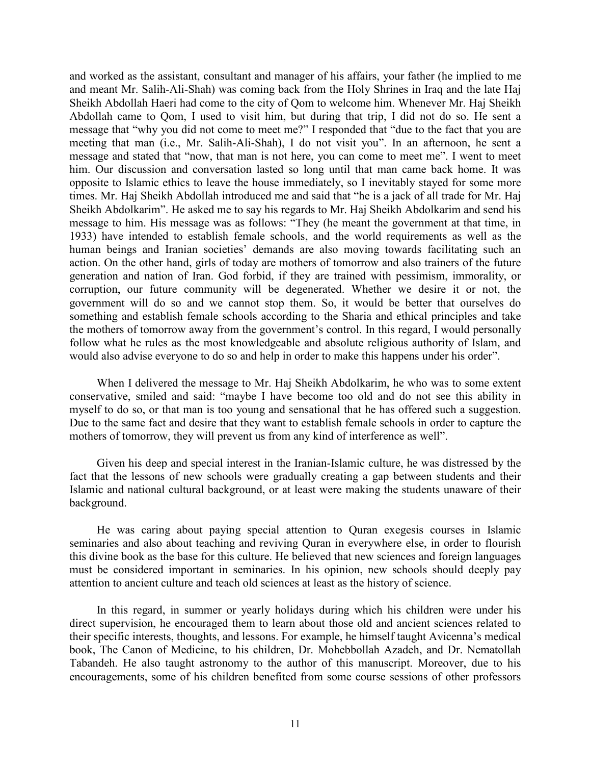and worked as the assistant, consultant and manager of his affairs, your father (he implied to me and meant Mr. Salih-Ali-Shah) was coming back from the Holy Shrines in Iraq and the late Haj Sheikh Abdollah Haeri had come to the city of Qom to welcome him. Whenever Mr. Haj Sheikh Abdollah came to Qom, I used to visit him, but during that trip, I did not do so. He sent a message that "why you did not come to meet me?" I responded that "due to the fact that you are meeting that man (i.e., Mr. Salih-Ali-Shah), I do not visit you". In an afternoon, he sent a message and stated that "now, that man is not here, you can come to meet me". I went to meet him. Our discussion and conversation lasted so long until that man came back home. It was opposite to Islamic ethics to leave the house immediately, so I inevitably stayed for some more times. Mr. Haj Sheikh Abdollah introduced me and said that "he is a jack of all trade for Mr. Haj Sheikh Abdolkarim". He asked me to say his regards to Mr. Haj Sheikh Abdolkarim and send his message to him. His message was as follows: "They (he meant the government at that time, in 1933) have intended to establish female schools, and the world requirements as well as the human beings and Iranian societies' demands are also moving towards facilitating such an action. On the other hand, girls of today are mothers of tomorrow and also trainers of the future generation and nation of Iran. God forbid, if they are trained with pessimism, immorality, or corruption, our future community will be degenerated. Whether we desire it or not, the government will do so and we cannot stop them. So, it would be better that ourselves do something and establish female schools according to the Sharia and ethical principles and take the mothers of tomorrow away from the government's control. In this regard, I would personally follow what he rules as the most knowledgeable and absolute religious authority of Islam, and would also advise everyone to do so and help in order to make this happens under his order".

When I delivered the message to Mr. Haj Sheikh Abdolkarim, he who was to some extent conservative, smiled and said: "maybe I have become too old and do not see this ability in myself to do so, or that man is too young and sensational that he has offered such a suggestion. Due to the same fact and desire that they want to establish female schools in order to capture the mothers of tomorrow, they will prevent us from any kind of interference as well".

Given his deep and special interest in the Iranian-Islamic culture, he was distressed by the fact that the lessons of new schools were gradually creating a gap between students and their Islamic and national cultural background, or at least were making the students unaware of their background.

He was caring about paying special attention to Quran exegesis courses in Islamic seminaries and also about teaching and reviving Quran in everywhere else, in order to flourish this divine book as the base for this culture. He believed that new sciences and foreign languages must be considered important in seminaries. In his opinion, new schools should deeply pay attention to ancient culture and teach old sciences at least as the history of science.

In this regard, in summer or yearly holidays during which his children were under his direct supervision, he encouraged them to learn about those old and ancient sciences related to their specific interests, thoughts, and lessons. For example, he himself taught Avicenna's medical book, The Canon of Medicine, to his children, Dr. Mohebbollah Azadeh, and Dr. Nematollah Tabandeh. He also taught astronomy to the author of this manuscript. Moreover, due to his encouragements, some of his children benefited from some course sessions of other professors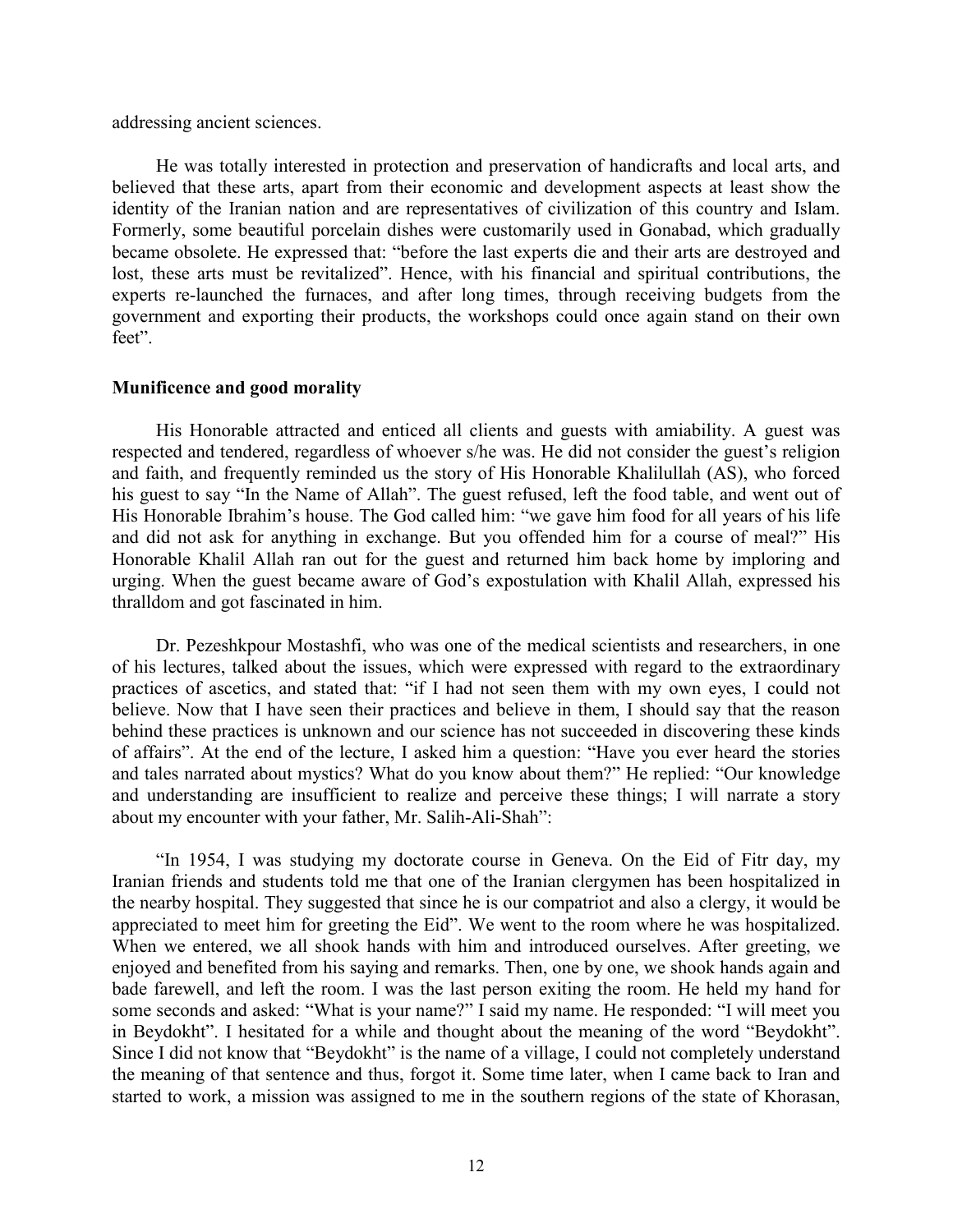addressing ancient sciences.

He was totally interested in protection and preservation of handicrafts and local arts, and believed that these arts, apart from their economic and development aspects at least show the identity of the Iranian nation and are representatives of civilization of this country and Islam. Formerly, some beautiful porcelain dishes were customarily used in Gonabad, which gradually became obsolete. He expressed that: "before the last experts die and their arts are destroyed and lost, these arts must be revitalized". Hence, with his financial and spiritual contributions, the experts re-launched the furnaces, and after long times, through receiving budgets from the government and exporting their products, the workshops could once again stand on their own feet".

**Munificence and good morality**

His Honorable attracted and enticed all clients and guests with amiability. A guest was respected and tendered, regardless of whoever s/he was. He did not consider the guest's religion and faith, and frequently reminded us the story of His Honorable Khalilullah (AS), who forced his guest to say "In the Name of Allah". The guest refused, left the food table, and went out of His Honorable Ibrahim's house. The God called him: "we gave him food for all years of his life and did not ask for anything in exchange. But you offended him for a course of meal?" His Honorable Khalil Allah ran out for the guest and returned him back home by imploring and urging. When the guest became aware of God's expostulation with Khalil Allah, expressed his thralldom and got fascinated in him.

Dr. Pezeshkpour Mostashfi, who was one of the medical scientists and researchers, in one of his lectures, talked about the issues, which were expressed with regard to the extraordinary practices of ascetics, and stated that: "if I had not seen them with my own eyes, I could not believe. Now that I have seen their practices and believe in them, I should say that the reason behind these practices is unknown and our science has not succeeded in discovering these kinds of affairs". At the end of the lecture, I asked him a question: "Have you ever heard the stories and tales narrated about mystics? What do you know about them?" He replied: "Our knowledge and understanding are insufficient to realize and perceive these things; I will narrate a story about my encounter with your father, Mr. Salih-Ali-Shah":

"In 1954, I was studying my doctorate course in Geneva. On the Eid of Fitr day, my Iranian friends and students told me that one of the Iranian clergymen has been hospitalized in the nearby hospital. They suggested that since he is our compatriot and also a clergy, it would be appreciated to meet him for greeting the Eid". We went to the room where he was hospitalized. When we entered, we all shook hands with him and introduced ourselves. After greeting, we enjoyed and benefited from his saying and remarks. Then, one by one, we shook hands again and bade farewell, and left the room. I was the last person exiting the room. He held my hand for some seconds and asked: "What is your name?" I said my name. He responded: "I will meet you in Beydokht". I hesitated for a while and thought about the meaning of the word "Beydokht". Since I did not know that "Beydokht" is the name of a village, I could not completely understand the meaning of that sentence and thus, forgot it. Some time later, when I came back to Iran and started to work, a mission was assigned to me in the southern regions of the state of Khorasan,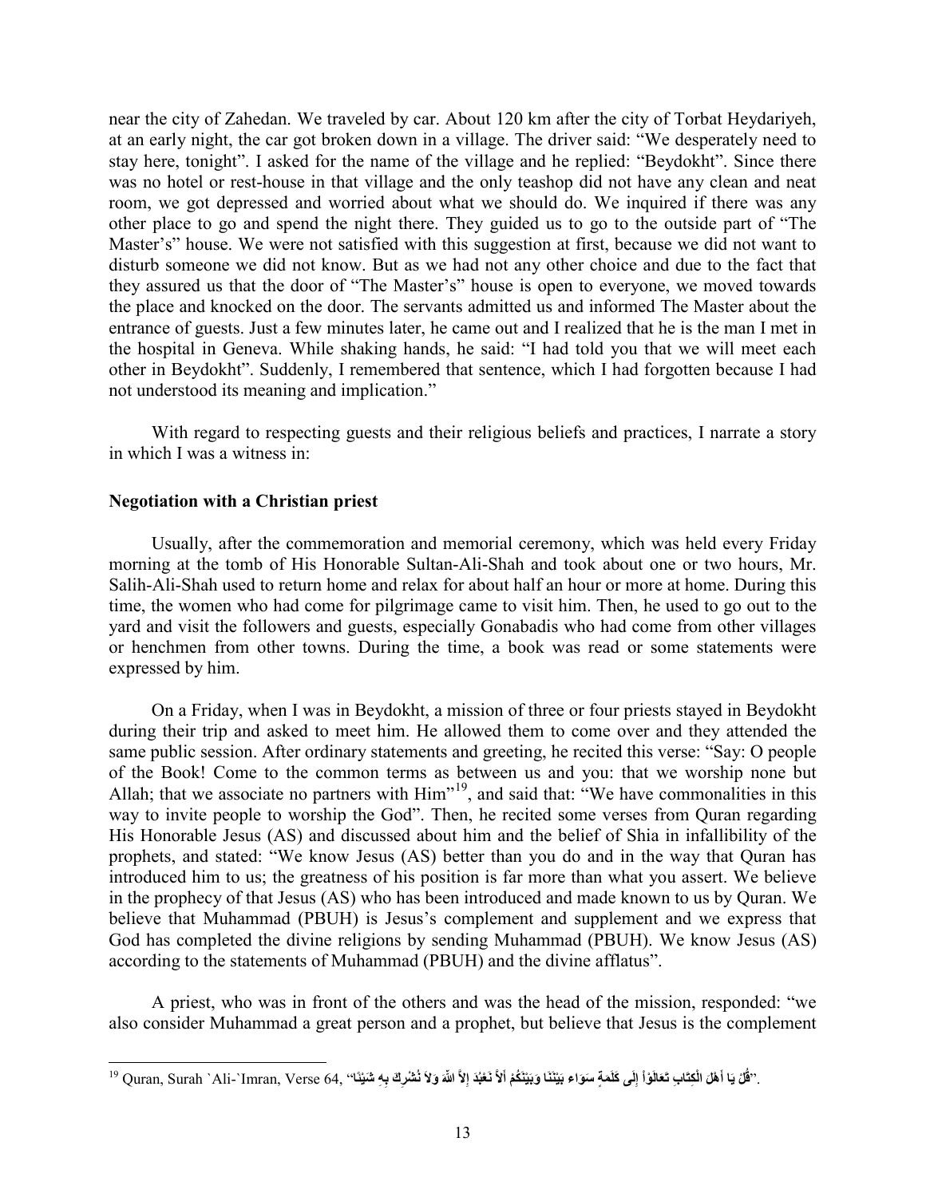near the city of Zahedan. We traveled by car. About 120 km after the city of Torbat Heydariyeh, at an early night, the car got broken down in a village. The driver said: "We desperately need to stay here, tonight". I asked for the name of the village and he replied: "Beydokht". Since there was no hotel or rest-house in that village and the only teashop did not have any clean and neat room, we got depressed and worried about what we should do. We inquired if there was any other place to go and spend the night there. They guided us to go to the outside part of "The Master's" house. We were not satisfied with this suggestion at first, because we did not want to disturb someone we did not know. But as we had not any other choice and due to the fact that they assured us that the door of "The Master's" house is open to everyone, we moved towards the place and knocked on the door. The servants admitted us and informed The Master about the entrance of guests. Just a few minutes later, he came out and I realized that he is the man I met in the hospital in Geneva. While shaking hands, he said: "I had told you that we will meet each other in Beydokht". Suddenly, I remembered that sentence, which I had forgotten because I had not understood its meaning and implication."

With regard to respecting guests and their religious beliefs and practices, I narrate a story in which I was a witness in:

### Negotiation with a Christian priest

Usually, after the commemoration and memorial ceremony, which was held every Friday morning at the tomb of His Honorable Sultan-Ali-Shah and took about one or two hours, Mr. Salih-Ali-Shah used to return home and relax for about half an hour or more at home. During this time, the women who had come for pilgrimage came to visit him. Then, he used to go out to the yard and visit the followers and guests, especially Gonabadis who had come from other villages or henchmen from other towns. During the time, a book was read or some statements were expressed by him.

On a Friday, when I was in Beydokht, a mission of three or four priests stayed in Beydokht during their trip and asked to meet him. He allowed them to come over and they attended the same public session. After ordinary statements and greeting, he recited this verse: "Say: O people of the Book! Come to the common terms as between us and you: that we worship none but Allah; that we associate no partners with Him"[19], and said that: "We have commonalities in this way to invite people to worship the God". Then, he recited some verses from Quran regarding His Honorable Jesus (AS) and discussed about him and the belief of Shia in infallibility of the prophets, and stated: "We know Jesus (AS) better than you do and in the way that Quran has introduced him to us; the greatness of his position is far more than what you assert. We believe in the prophecy of that Jesus (AS) who has been introduced and made known to us by Quran. We believe that Muhammad (PBUH) is Jesus's complement and supplement and we express that God has completed the divine religions by sending Muhammad (PBUH). We know Jesus (AS) according to the statements of Muhammad (PBUH) and the divine afflatus".

A priest, who was in front of the others and was the head of the mission, responded: "we also consider Muhammad a great person and a prophet, but believe that Jesus is the complement

---

[19] Quran, Surah `Ali-`Imran, Verse 64, "قُلْ يَا أَهْلَ الْكِتَابِ تَعَالَوْاْ إِلَى كَلَمَةٍ سَوَاء بَيْنَنَا وَبَيْنَكُمْ أَلاَّ نَعْبُدَ إِلاَّ اللّهَ وَلاَ نُشْرِكَ بِهِ شَيْئًا".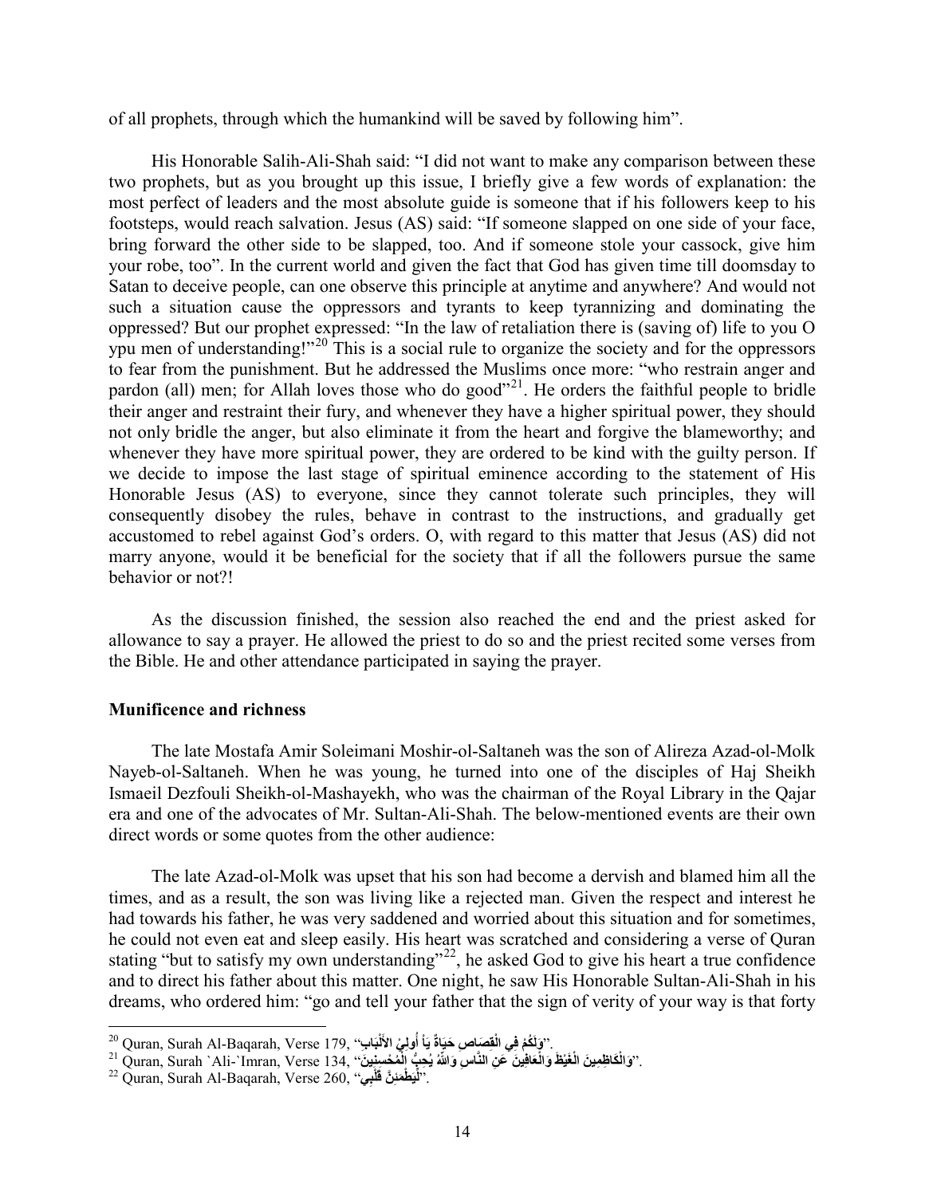of all prophets, through which the humankind will be saved by following him".

His Honorable Salih-Ali-Shah said: "I did not want to make any comparison between these two prophets, but as you brought up this issue, I briefly give a few words of explanation: the most perfect of leaders and the most absolute guide is someone that if his followers keep to his footsteps, would reach salvation. Jesus (AS) said: "If someone slapped on one side of your face, bring forward the other side to be slapped, too. And if someone stole your cassock, give him your robe, too". In the current world and given the fact that God has given time till doomsday to Satan to deceive people, can one observe this principle at anytime and anywhere? And would not such a situation cause the oppressors and tyrants to keep tyrannizing and dominating the oppressed? But our prophet expressed: "In the law of retaliation there is (saving of) life to you O ypu men of understanding!"[20] This is a social rule to organize the society and for the oppressors to fear from the punishment. But he addressed the Muslims once more: "who restrain anger and pardon (all) men; for Allah loves those who do good"[21]. He orders the faithful people to bridle their anger and restraint their fury, and whenever they have a higher spiritual power, they should not only bridle the anger, but also eliminate it from the heart and forgive the blameworthy; and whenever they have more spiritual power, they are ordered to be kind with the guilty person. If we decide to impose the last stage of spiritual eminence according to the statement of His Honorable Jesus (AS) to everyone, since they cannot tolerate such principles, they will consequently disobey the rules, behave in contrast to the instructions, and gradually get accustomed to rebel against God's orders. O, with regard to this matter that Jesus (AS) did not marry anyone, would it be beneficial for the society that if all the followers pursue the same behavior or not?!

As the discussion finished, the session also reached the end and the priest asked for allowance to say a prayer. He allowed the priest to do so and the priest recited some verses from the Bible. He and other attendance participated in saying the prayer.

### Munificence and richness

The late Mostafa Amir Soleimani Moshir-ol-Saltaneh was the son of Alireza Azad-ol-Molk Nayeb-ol-Saltaneh. When he was young, he turned into one of the disciples of Haj Sheikh Ismaeil Dezfouli Sheikh-ol-Mashayekh, who was the chairman of the Royal Library in the Qajar era and one of the advocates of Mr. Sultan-Ali-Shah. The below-mentioned events are their own direct words or some quotes from the other audience:

The late Azad-ol-Molk was upset that his son had become a dervish and blamed him all the times, and as a result, the son was living like a rejected man. Given the respect and interest he had towards his father, he was very saddened and worried about this situation and for sometimes, he could not even eat and sleep easily. His heart was scratched and considering a verse of Quran stating "but to satisfy my own understanding"[22], he asked God to give his heart a true confidence and to direct his father about this matter. One night, he saw His Honorable Sultan-Ali-Shah in his dreams, who ordered him: "go and tell your father that the sign of verity of your way is that forty

---

[20] Quran, Surah Al-Baqarah, Verse 179, "وَلَكُمْ فِي الْقِصَاصِ حَيَاةٌ يَا أُولِي الأَلْبَابِ".

[21] Quran, Surah `Ali-`Imran, Verse 134, "وَالْكَاظِمِينَ الْغَيْظَ وَالْعَافِينَ عَنِ النَّاسِ وَاللَّهُ يُحِبُّ الْمُحْسِنِينَ".

[22] Quran, Surah Al-Baqarah, Verse 260, "لِيَطْمَئِنَّ قَلْبِي".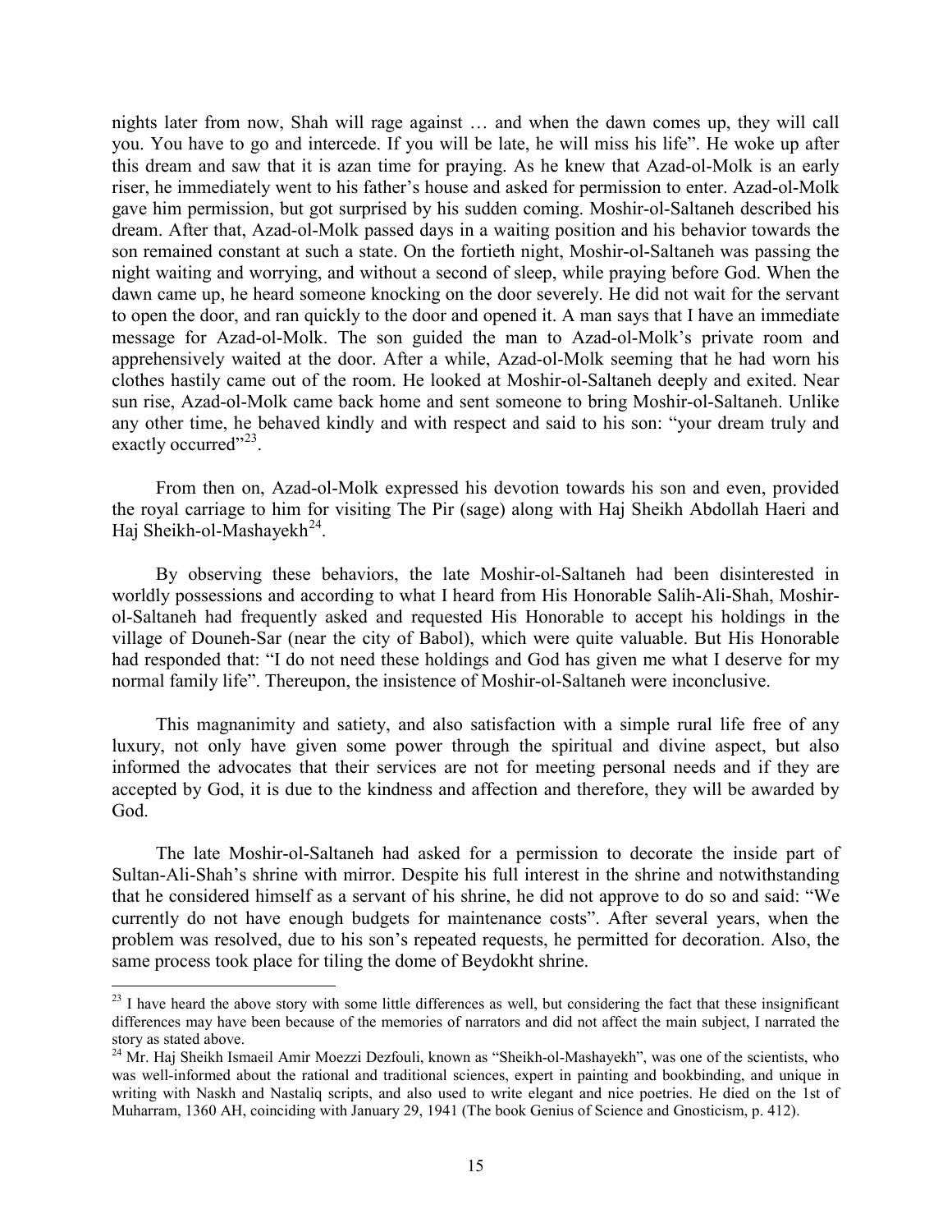nights later from now, Shah will rage against … and when the dawn comes up, they will call you. You have to go and intercede. If you will be late, he will miss his life". He woke up after this dream and saw that it is azan time for praying. As he knew that Azad-ol-Molk is an early riser, he immediately went to his father's house and asked for permission to enter. Azad-ol-Molk gave him permission, but got surprised by his sudden coming. Moshir-ol-Saltaneh described his dream. After that, Azad-ol-Molk passed days in a waiting position and his behavior towards the son remained constant at such a state. On the fortieth night, Moshir-ol-Saltaneh was passing the night waiting and worrying, and without a second of sleep, while praying before God. When the dawn came up, he heard someone knocking on the door severely. He did not wait for the servant to open the door, and ran quickly to the door and opened it. A man says that I have an immediate message for Azad-ol-Molk. The son guided the man to Azad-ol-Molk's private room and apprehensively waited at the door. After a while, Azad-ol-Molk seeming that he had worn his clothes hastily came out of the room. He looked at Moshir-ol-Saltaneh deeply and exited. Near sun rise, Azad-ol-Molk came back home and sent someone to bring Moshir-ol-Saltaneh. Unlike any other time, he behaved kindly and with respect and said to his son: "your dream truly and exactly occurred"[23].

From then on, Azad-ol-Molk expressed his devotion towards his son and even, provided the royal carriage to him for visiting The Pir (sage) along with Haj Sheikh Abdollah Haeri and Haj Sheikh-ol-Mashayekh[24].

By observing these behaviors, the late Moshir-ol-Saltaneh had been disinterested in worldly possessions and according to what I heard from His Honorable Salih-Ali-Shah, Moshir-ol-Saltaneh had frequently asked and requested His Honorable to accept his holdings in the village of Douneh-Sar (near the city of Babol), which were quite valuable. But His Honorable had responded that: "I do not need these holdings and God has given me what I deserve for my normal family life". Thereupon, the insistence of Moshir-ol-Saltaneh were inconclusive.

This magnanimity and satiety, and also satisfaction with a simple rural life free of any luxury, not only have given some power through the spiritual and divine aspect, but also informed the advocates that their services are not for meeting personal needs and if they are accepted by God, it is due to the kindness and affection and therefore, they will be awarded by God.

The late Moshir-ol-Saltaneh had asked for a permission to decorate the inside part of Sultan-Ali-Shah's shrine with mirror. Despite his full interest in the shrine and notwithstanding that he considered himself as a servant of his shrine, he did not approve to do so and said: "We currently do not have enough budgets for maintenance costs". After several years, when the problem was resolved, due to his son's repeated requests, he permitted for decoration. Also, the same process took place for tiling the dome of Beydokht shrine.

---

[23] I have heard the above story with some little differences as well, but considering the fact that these insignificant differences may have been because of the memories of narrators and did not affect the main subject, I narrated the story as stated above.

[24] Mr. Haj Sheikh Ismaeil Amir Moezzi Dezfouli, known as "Sheikh-ol-Mashayekh", was one of the scientists, who was well-informed about the rational and traditional sciences, expert in painting and bookbinding, and unique in writing with Naskh and Nastaliq scripts, and also used to write elegant and nice poetries. He died on the 1st of Muharram, 1360 AH, coinciding with January 29, 1941 (The book Genius of Science and Gnosticism, p. 412).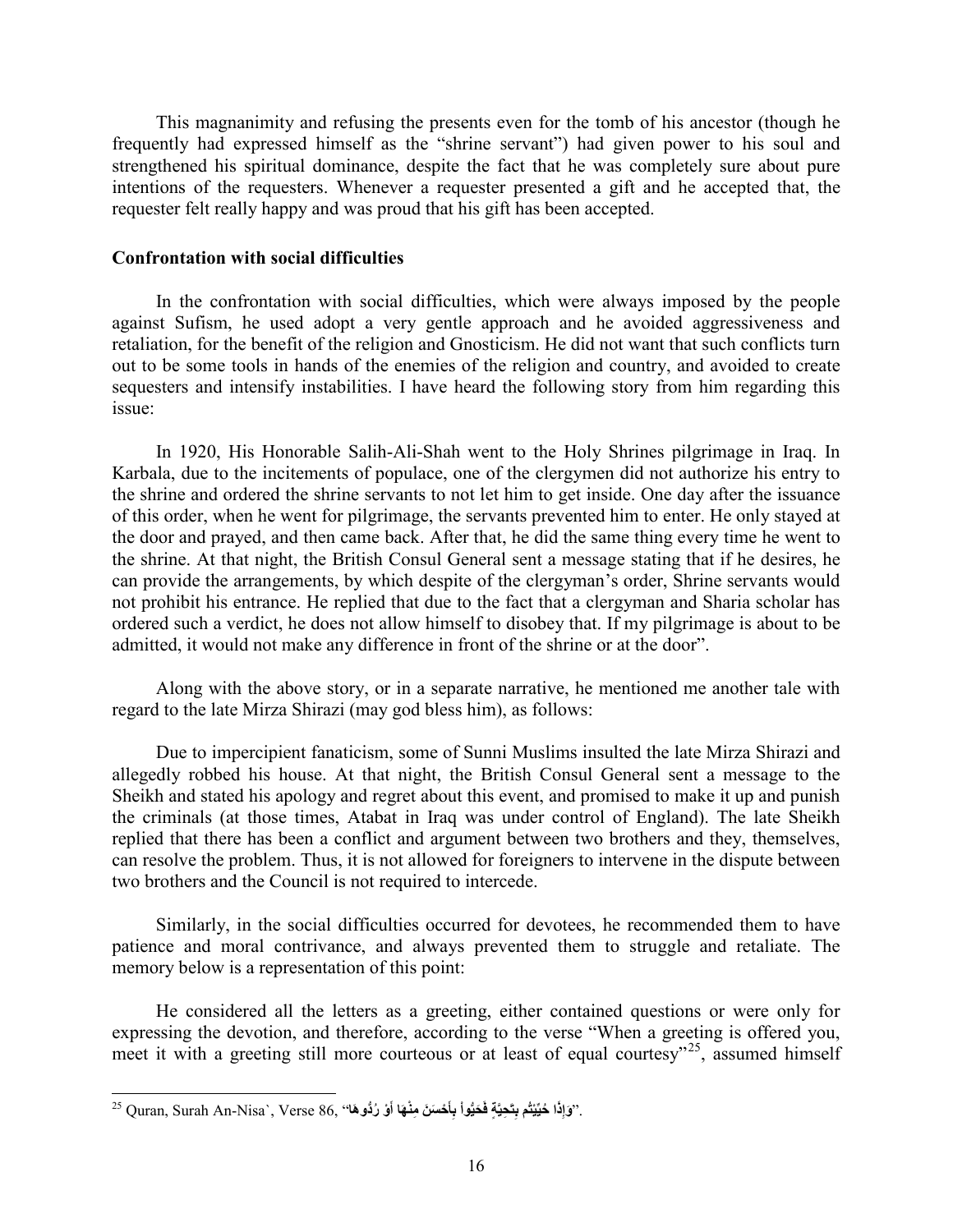This magnanimity and refusing the presents even for the tomb of his ancestor (though he frequently had expressed himself as the "shrine servant") had given power to his soul and strengthened his spiritual dominance, despite the fact that he was completely sure about pure intentions of the requesters. Whenever a requester presented a gift and he accepted that, the requester felt really happy and was proud that his gift has been accepted.

**Confrontation with social difficulties**

In the confrontation with social difficulties, which were always imposed by the people against Sufism, he used adopt a very gentle approach and he avoided aggressiveness and retaliation, for the benefit of the religion and Gnosticism. He did not want that such conflicts turn out to be some tools in hands of the enemies of the religion and country, and avoided to create sequesters and intensify instabilities. I have heard the following story from him regarding this issue:

In 1920, His Honorable Salih-Ali-Shah went to the Holy Shrines pilgrimage in Iraq. In Karbala, due to the incitements of populace, one of the clergymen did not authorize his entry to the shrine and ordered the shrine servants to not let him to get inside. One day after the issuance of this order, when he went for pilgrimage, the servants prevented him to enter. He only stayed at the door and prayed, and then came back. After that, he did the same thing every time he went to the shrine. At that night, the British Consul General sent a message stating that if he desires, he can provide the arrangements, by which despite of the clergyman's order, Shrine servants would not prohibit his entrance. He replied that due to the fact that a clergyman and Sharia scholar has ordered such a verdict, he does not allow himself to disobey that. If my pilgrimage is about to be admitted, it would not make any difference in front of the shrine or at the door".

Along with the above story, or in a separate narrative, he mentioned me another tale with regard to the late Mirza Shirazi (may god bless him), as follows:

Due to impercipient fanaticism, some of Sunni Muslims insulted the late Mirza Shirazi and allegedly robbed his house. At that night, the British Consul General sent a message to the Sheikh and stated his apology and regret about this event, and promised to make it up and punish the criminals (at those times, Atabat in Iraq was under control of England). The late Sheikh replied that there has been a conflict and argument between two brothers and they, themselves, can resolve the problem. Thus, it is not allowed for foreigners to intervene in the dispute between two brothers and the Council is not required to intercede.

Similarly, in the social difficulties occurred for devotees, he recommended them to have patience and moral contrivance, and always prevented them to struggle and retaliate. The memory below is a representation of this point:

He considered all the letters as a greeting, either contained questions or were only for expressing the devotion, and therefore, according to the verse "When a greeting is offered you, meet it with a greeting still more courteous or at least of equal courtesy"[25], assumed himself

[25] Quran, Surah An-Nisa`, Verse 86, "وَإِذَا حُيِّيْتُم بِتَحِيَّةٍ فَحَيُّواْ بِأَحْسَنَ مِنْهَا أَوْ رُدُّوهَا".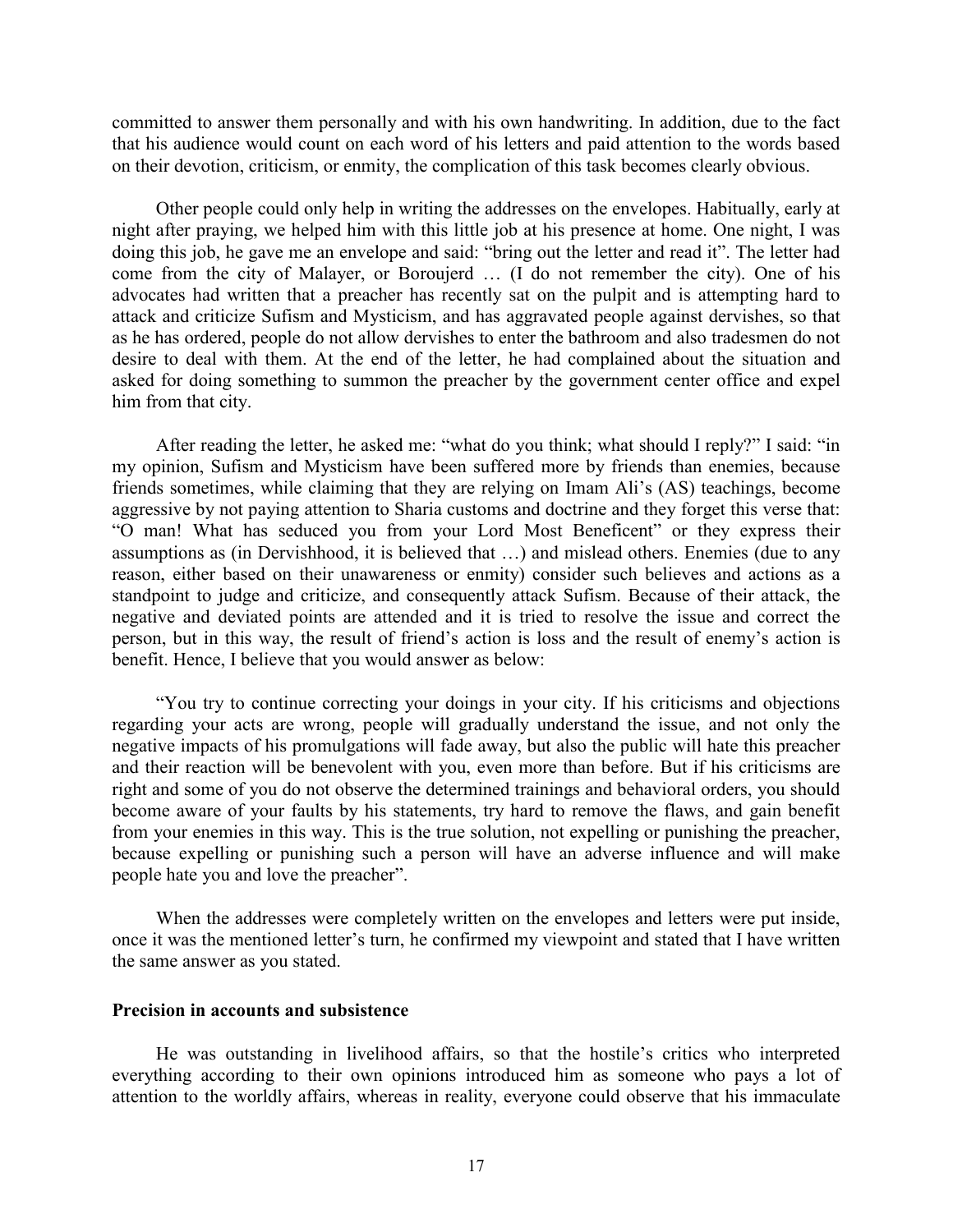committed to answer them personally and with his own handwriting. In addition, due to the fact that his audience would count on each word of his letters and paid attention to the words based on their devotion, criticism, or enmity, the complication of this task becomes clearly obvious.

Other people could only help in writing the addresses on the envelopes. Habitually, early at night after praying, we helped him with this little job at his presence at home. One night, I was doing this job, he gave me an envelope and said: "bring out the letter and read it". The letter had come from the city of Malayer, or Boroujerd … (I do not remember the city). One of his advocates had written that a preacher has recently sat on the pulpit and is attempting hard to attack and criticize Sufism and Mysticism, and has aggravated people against dervishes, so that as he has ordered, people do not allow dervishes to enter the bathroom and also tradesmen do not desire to deal with them. At the end of the letter, he had complained about the situation and asked for doing something to summon the preacher by the government center office and expel him from that city.

After reading the letter, he asked me: "what do you think; what should I reply?" I said: "in my opinion, Sufism and Mysticism have been suffered more by friends than enemies, because friends sometimes, while claiming that they are relying on Imam Ali's (AS) teachings, become aggressive by not paying attention to Sharia customs and doctrine and they forget this verse that: "O man! What has seduced you from your Lord Most Beneficent" or they express their assumptions as (in Dervishhood, it is believed that …) and mislead others. Enemies (due to any reason, either based on their unawareness or enmity) consider such believes and actions as a standpoint to judge and criticize, and consequently attack Sufism. Because of their attack, the negative and deviated points are attended and it is tried to resolve the issue and correct the person, but in this way, the result of friend's action is loss and the result of enemy's action is benefit. Hence, I believe that you would answer as below:

"You try to continue correcting your doings in your city. If his criticisms and objections regarding your acts are wrong, people will gradually understand the issue, and not only the negative impacts of his promulgations will fade away, but also the public will hate this preacher and their reaction will be benevolent with you, even more than before. But if his criticisms are right and some of you do not observe the determined trainings and behavioral orders, you should become aware of your faults by his statements, try hard to remove the flaws, and gain benefit from your enemies in this way. This is the true solution, not expelling or punishing the preacher, because expelling or punishing such a person will have an adverse influence and will make people hate you and love the preacher".

When the addresses were completely written on the envelopes and letters were put inside, once it was the mentioned letter's turn, he confirmed my viewpoint and stated that I have written the same answer as you stated.

### Precision in accounts and subsistence

He was outstanding in livelihood affairs, so that the hostile's critics who interpreted everything according to their own opinions introduced him as someone who pays a lot of attention to the worldly affairs, whereas in reality, everyone could observe that his immaculate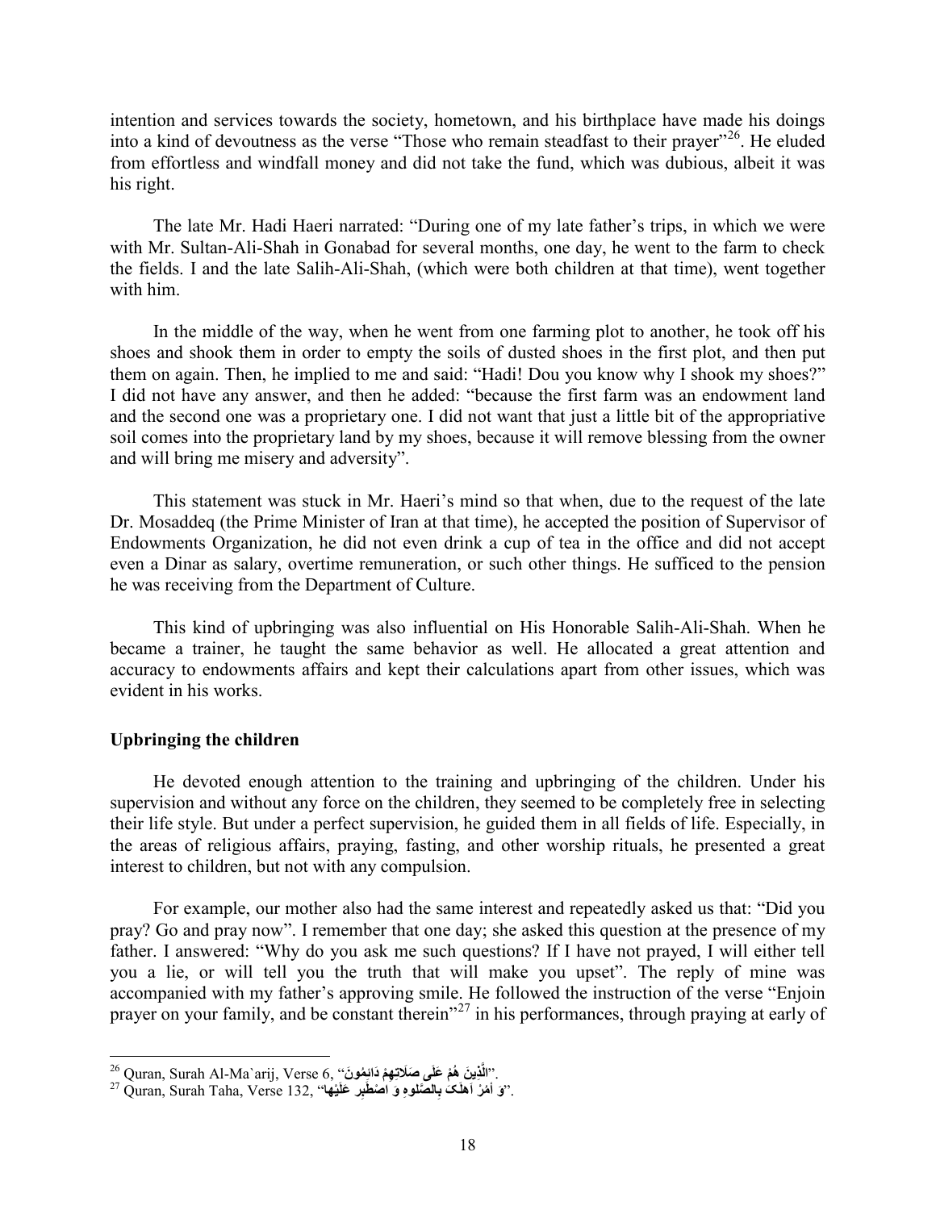intention and services towards the society, hometown, and his birthplace have made his doings into a kind of devoutness as the verse "Those who remain steadfast to their prayer"[26]. He eluded from effortless and windfall money and did not take the fund, which was dubious, albeit it was his right.

The late Mr. Hadi Haeri narrated: "During one of my late father's trips, in which we were with Mr. Sultan-Ali-Shah in Gonabad for several months, one day, he went to the farm to check the fields. I and the late Salih-Ali-Shah, (which were both children at that time), went together with him.

In the middle of the way, when he went from one farming plot to another, he took off his shoes and shook them in order to empty the soils of dusted shoes in the first plot, and then put them on again. Then, he implied to me and said: "Hadi! Dou you know why I shook my shoes?" I did not have any answer, and then he added: "because the first farm was an endowment land and the second one was a proprietary one. I did not want that just a little bit of the appropriative soil comes into the proprietary land by my shoes, because it will remove blessing from the owner and will bring me misery and adversity".

This statement was stuck in Mr. Haeri's mind so that when, due to the request of the late Dr. Mosaddeq (the Prime Minister of Iran at that time), he accepted the position of Supervisor of Endowments Organization, he did not even drink a cup of tea in the office and did not accept even a Dinar as salary, overtime remuneration, or such other things. He sufficed to the pension he was receiving from the Department of Culture.

This kind of upbringing was also influential on His Honorable Salih-Ali-Shah. When he became a trainer, he taught the same behavior as well. He allocated a great attention and accuracy to endowments affairs and kept their calculations apart from other issues, which was evident in his works.

### Upbringing the children

He devoted enough attention to the training and upbringing of the children. Under his supervision and without any force on the children, they seemed to be completely free in selecting their life style. But under a perfect supervision, he guided them in all fields of life. Especially, in the areas of religious affairs, praying, fasting, and other worship rituals, he presented a great interest to children, but not with any compulsion.

For example, our mother also had the same interest and repeatedly asked us that: "Did you pray? Go and pray now". I remember that one day; she asked this question at the presence of my father. I answered: "Why do you ask me such questions? If I have not prayed, I will either tell you a lie, or will tell you the truth that will make you upset". The reply of mine was accompanied with my father's approving smile. He followed the instruction of the verse "Enjoin prayer on your family, and be constant therein"[27] in his performances, through praying at early of

---

[26] Quran, Surah Al-Ma`arij, Verse 6, "الَّذِينَ هُمْ عَلَى صَلَاتِهِمْ دَائِمُونَ".

[27] Quran, Surah Taha, Verse 132, "وَ أمُرْ أهلَكَ بِالصَّلوةِ وَ اصْطَبِر عَلَيْها".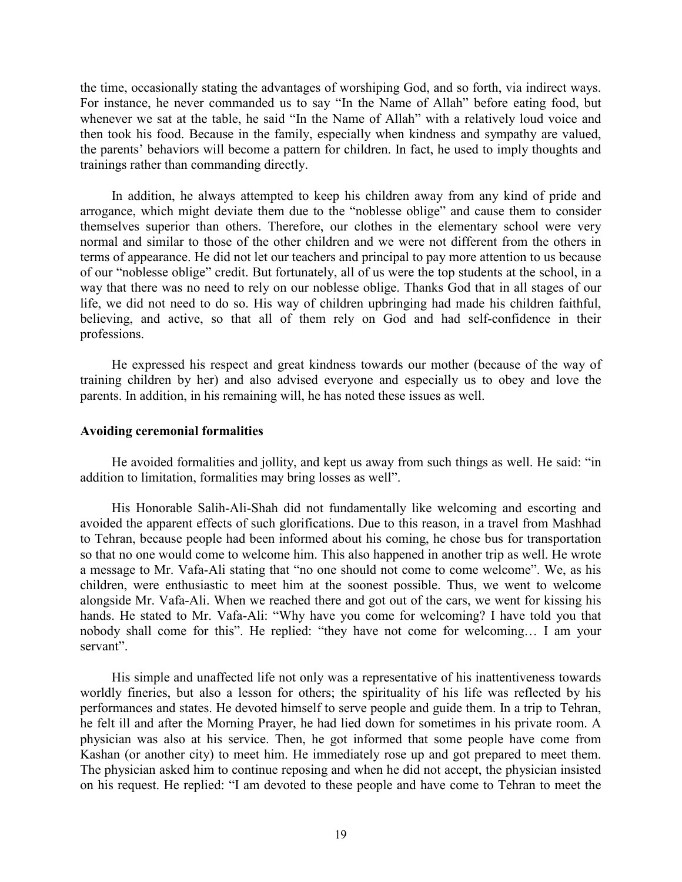the time, occasionally stating the advantages of worshiping God, and so forth, via indirect ways. For instance, he never commanded us to say "In the Name of Allah" before eating food, but whenever we sat at the table, he said "In the Name of Allah" with a relatively loud voice and then took his food. Because in the family, especially when kindness and sympathy are valued, the parents' behaviors will become a pattern for children. In fact, he used to imply thoughts and trainings rather than commanding directly.

In addition, he always attempted to keep his children away from any kind of pride and arrogance, which might deviate them due to the "noblesse oblige" and cause them to consider themselves superior than others. Therefore, our clothes in the elementary school were very normal and similar to those of the other children and we were not different from the others in terms of appearance. He did not let our teachers and principal to pay more attention to us because of our "noblesse oblige" credit. But fortunately, all of us were the top students at the school, in a way that there was no need to rely on our noblesse oblige. Thanks God that in all stages of our life, we did not need to do so. His way of children upbringing had made his children faithful, believing, and active, so that all of them rely on God and had self-confidence in their professions.

He expressed his respect and great kindness towards our mother (because of the way of training children by her) and also advised everyone and especially us to obey and love the parents. In addition, in his remaining will, he has noted these issues as well.

**Avoiding ceremonial formalities**

He avoided formalities and jollity, and kept us away from such things as well. He said: "in addition to limitation, formalities may bring losses as well".

His Honorable Salih-Ali-Shah did not fundamentally like welcoming and escorting and avoided the apparent effects of such glorifications. Due to this reason, in a travel from Mashhad to Tehran, because people had been informed about his coming, he chose bus for transportation so that no one would come to welcome him. This also happened in another trip as well. He wrote a message to Mr. Vafa-Ali stating that "no one should not come to come welcome". We, as his children, were enthusiastic to meet him at the soonest possible. Thus, we went to welcome alongside Mr. Vafa-Ali. When we reached there and got out of the cars, we went for kissing his hands. He stated to Mr. Vafa-Ali: "Why have you come for welcoming? I have told you that nobody shall come for this". He replied: "they have not come for welcoming… I am your servant".

His simple and unaffected life not only was a representative of his inattentiveness towards worldly fineries, but also a lesson for others; the spirituality of his life was reflected by his performances and states. He devoted himself to serve people and guide them. In a trip to Tehran, he felt ill and after the Morning Prayer, he had lied down for sometimes in his private room. A physician was also at his service. Then, he got informed that some people have come from Kashan (or another city) to meet him. He immediately rose up and got prepared to meet them. The physician asked him to continue reposing and when he did not accept, the physician insisted on his request. He replied: "I am devoted to these people and have come to Tehran to meet the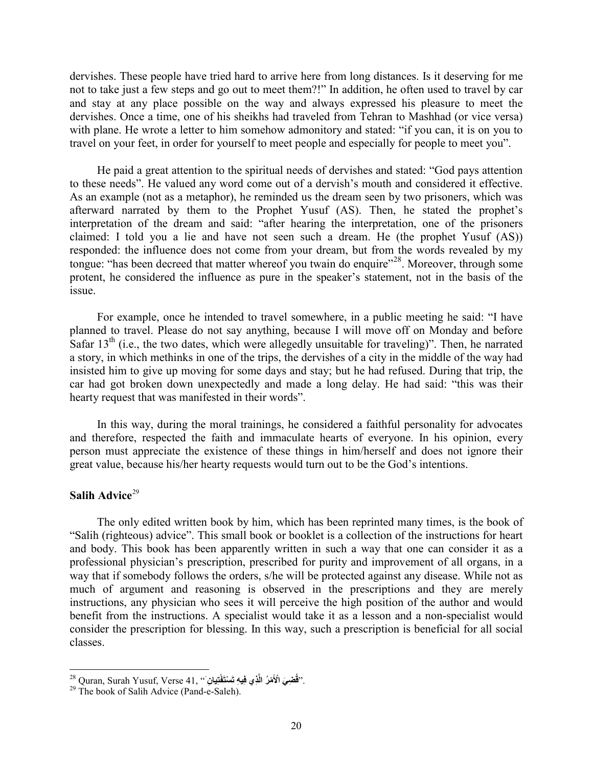dervishes. These people have tried hard to arrive here from long distances. Is it deserving for me not to take just a few steps and go out to meet them?!" In addition, he often used to travel by car and stay at any place possible on the way and always expressed his pleasure to meet the dervishes. Once a time, one of his sheikhs had traveled from Tehran to Mashhad (or vice versa) with plane. He wrote a letter to him somehow admonitory and stated: "if you can, it is on you to travel on your feet, in order for yourself to meet people and especially for people to meet you".

He paid a great attention to the spiritual needs of dervishes and stated: "God pays attention to these needs". He valued any word come out of a dervish's mouth and considered it effective. As an example (not as a metaphor), he reminded us the dream seen by two prisoners, which was afterward narrated by them to the Prophet Yusuf (AS). Then, he stated the prophet's interpretation of the dream and said: "after hearing the interpretation, one of the prisoners claimed: I told you a lie and have not seen such a dream. He (the prophet Yusuf (AS)) responded: the influence does not come from your dream, but from the words revealed by my tongue: "has been decreed that matter whereof you twain do enquire"[28]. Moreover, through some protent, he considered the influence as pure in the speaker's statement, not in the basis of the issue.

For example, once he intended to travel somewhere, in a public meeting he said: "I have planned to travel. Please do not say anything, because I will move off on Monday and before Safar 13th (i.e., the two dates, which were allegedly unsuitable for traveling)". Then, he narrated a story, in which methinks in one of the trips, the dervishes of a city in the middle of the way had insisted him to give up moving for some days and stay; but he had refused. During that trip, the car had got broken down unexpectedly and made a long delay. He had said: "this was their hearty request that was manifested in their words".

In this way, during the moral trainings, he considered a faithful personality for advocates and therefore, respected the faith and immaculate hearts of everyone. In his opinion, every person must appreciate the existence of these things in him/herself and does not ignore their great value, because his/her hearty requests would turn out to be the God's intentions.

## Salih Advice[29]

The only edited written book by him, which has been reprinted many times, is the book of "Salih (righteous) advice". This small book or booklet is a collection of the instructions for heart and body. This book has been apparently written in such a way that one can consider it as a professional physician's prescription, prescribed for purity and improvement of all organs, in a way that if somebody follows the orders, s/he will be protected against any disease. While not as much of argument and reasoning is observed in the prescriptions and they are merely instructions, any physician who sees it will perceive the high position of the author and would benefit from the instructions. A specialist would take it as a lesson and a non-specialist would consider the prescription for blessing. In this way, such a prescription is beneficial for all social classes.

---

[28] Quran, Surah Yusuf, Verse 41, "قُضِيَ الْأَمْرُ الَّذِي فِيهِ تَسْتَفْتِيَانِ".

[29] The book of Salih Advice (Pand-e-Saleh).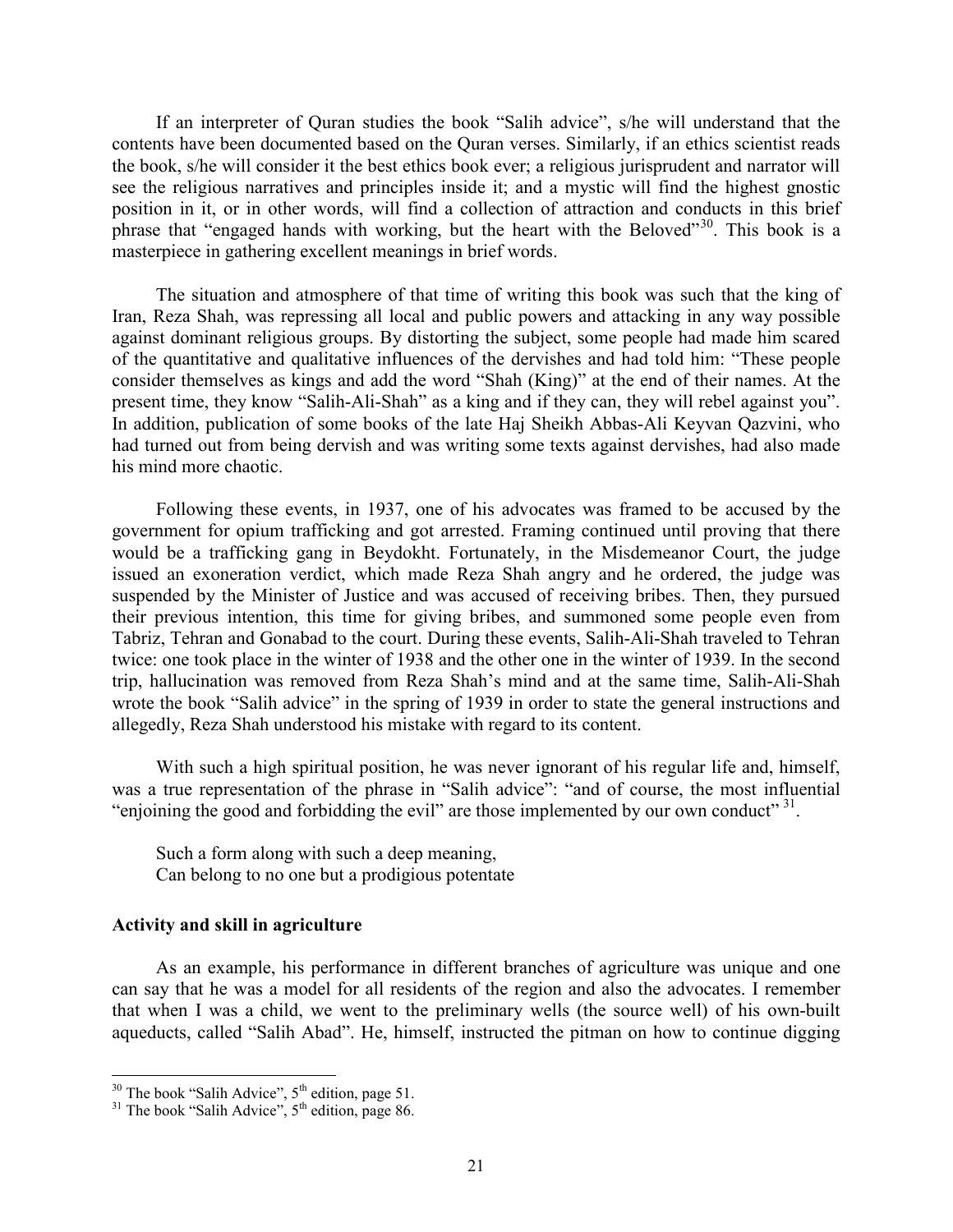If an interpreter of Quran studies the book "Salih advice", s/he will understand that the contents have been documented based on the Quran verses. Similarly, if an ethics scientist reads the book, s/he will consider it the best ethics book ever; a religious jurisprudent and narrator will see the religious narratives and principles inside it; and a mystic will find the highest gnostic position in it, or in other words, will find a collection of attraction and conducts in this brief phrase that "engaged hands with working, but the heart with the Beloved"[30]. This book is a masterpiece in gathering excellent meanings in brief words.

The situation and atmosphere of that time of writing this book was such that the king of Iran, Reza Shah, was repressing all local and public powers and attacking in any way possible against dominant religious groups. By distorting the subject, some people had made him scared of the quantitative and qualitative influences of the dervishes and had told him: "These people consider themselves as kings and add the word "Shah (King)" at the end of their names. At the present time, they know "Salih-Ali-Shah" as a king and if they can, they will rebel against you". In addition, publication of some books of the late Haj Sheikh Abbas-Ali Keyvan Qazvini, who had turned out from being dervish and was writing some texts against dervishes, had also made his mind more chaotic.

Following these events, in 1937, one of his advocates was framed to be accused by the government for opium trafficking and got arrested. Framing continued until proving that there would be a trafficking gang in Beydokht. Fortunately, in the Misdemeanor Court, the judge issued an exoneration verdict, which made Reza Shah angry and he ordered, the judge was suspended by the Minister of Justice and was accused of receiving bribes. Then, they pursued their previous intention, this time for giving bribes, and summoned some people even from Tabriz, Tehran and Gonabad to the court. During these events, Salih-Ali-Shah traveled to Tehran twice: one took place in the winter of 1938 and the other one in the winter of 1939. In the second trip, hallucination was removed from Reza Shah's mind and at the same time, Salih-Ali-Shah wrote the book "Salih advice" in the spring of 1939 in order to state the general instructions and allegedly, Reza Shah understood his mistake with regard to its content.

With such a high spiritual position, he was never ignorant of his regular life and, himself, was a true representation of the phrase in "Salih advice": "and of course, the most influential "enjoining the good and forbidding the evil" are those implemented by our own conduct"[31].

Such a form along with such a deep meaning,
Can belong to no one but a prodigious potentate

**Activity and skill in agriculture**

As an example, his performance in different branches of agriculture was unique and one can say that he was a model for all residents of the region and also the advocates. I remember that when I was a child, we went to the preliminary wells (the source well) of his own-built aqueducts, called "Salih Abad". He, himself, instructed the pitman on how to continue digging

---

[30] The book "Salih Advice", 5th edition, page 51.

[31] The book "Salih Advice", 5th edition, page 86.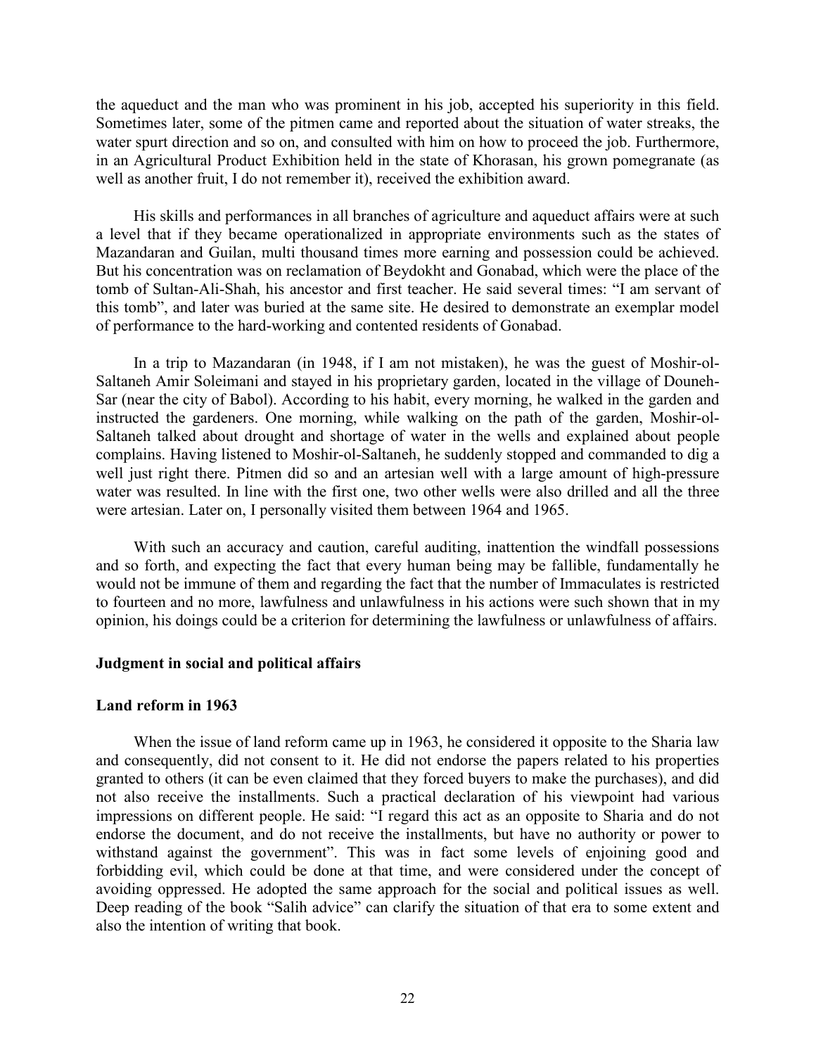the aqueduct and the man who was prominent in his job, accepted his superiority in this field. Sometimes later, some of the pitmen came and reported about the situation of water streaks, the water spurt direction and so on, and consulted with him on how to proceed the job. Furthermore, in an Agricultural Product Exhibition held in the state of Khorasan, his grown pomegranate (as well as another fruit, I do not remember it), received the exhibition award.

His skills and performances in all branches of agriculture and aqueduct affairs were at such a level that if they became operationalized in appropriate environments such as the states of Mazandaran and Guilan, multi thousand times more earning and possession could be achieved. But his concentration was on reclamation of Beydokht and Gonabad, which were the place of the tomb of Sultan-Ali-Shah, his ancestor and first teacher. He said several times: "I am servant of this tomb", and later was buried at the same site. He desired to demonstrate an exemplar model of performance to the hard-working and contented residents of Gonabad.

In a trip to Mazandaran (in 1948, if I am not mistaken), he was the guest of Moshir-ol-Saltaneh Amir Soleimani and stayed in his proprietary garden, located in the village of Douneh-Sar (near the city of Babol). According to his habit, every morning, he walked in the garden and instructed the gardeners. One morning, while walking on the path of the garden, Moshir-ol-Saltaneh talked about drought and shortage of water in the wells and explained about people complains. Having listened to Moshir-ol-Saltaneh, he suddenly stopped and commanded to dig a well just right there. Pitmen did so and an artesian well with a large amount of high-pressure water was resulted. In line with the first one, two other wells were also drilled and all the three were artesian. Later on, I personally visited them between 1964 and 1965.

With such an accuracy and caution, careful auditing, inattention the windfall possessions and so forth, and expecting the fact that every human being may be fallible, fundamentally he would not be immune of them and regarding the fact that the number of Immaculates is restricted to fourteen and no more, lawfulness and unlawfulness in his actions were such shown that in my opinion, his doings could be a criterion for determining the lawfulness or unlawfulness of affairs.

**Judgment in social and political affairs**

**Land reform in 1963**

When the issue of land reform came up in 1963, he considered it opposite to the Sharia law and consequently, did not consent to it. He did not endorse the papers related to his properties granted to others (it can be even claimed that they forced buyers to make the purchases), and did not also receive the installments. Such a practical declaration of his viewpoint had various impressions on different people. He said: "I regard this act as an opposite to Sharia and do not endorse the document, and do not receive the installments, but have no authority or power to withstand against the government". This was in fact some levels of enjoining good and forbidding evil, which could be done at that time, and were considered under the concept of avoiding oppressed. He adopted the same approach for the social and political issues as well. Deep reading of the book "Salih advice" can clarify the situation of that era to some extent and also the intention of writing that book.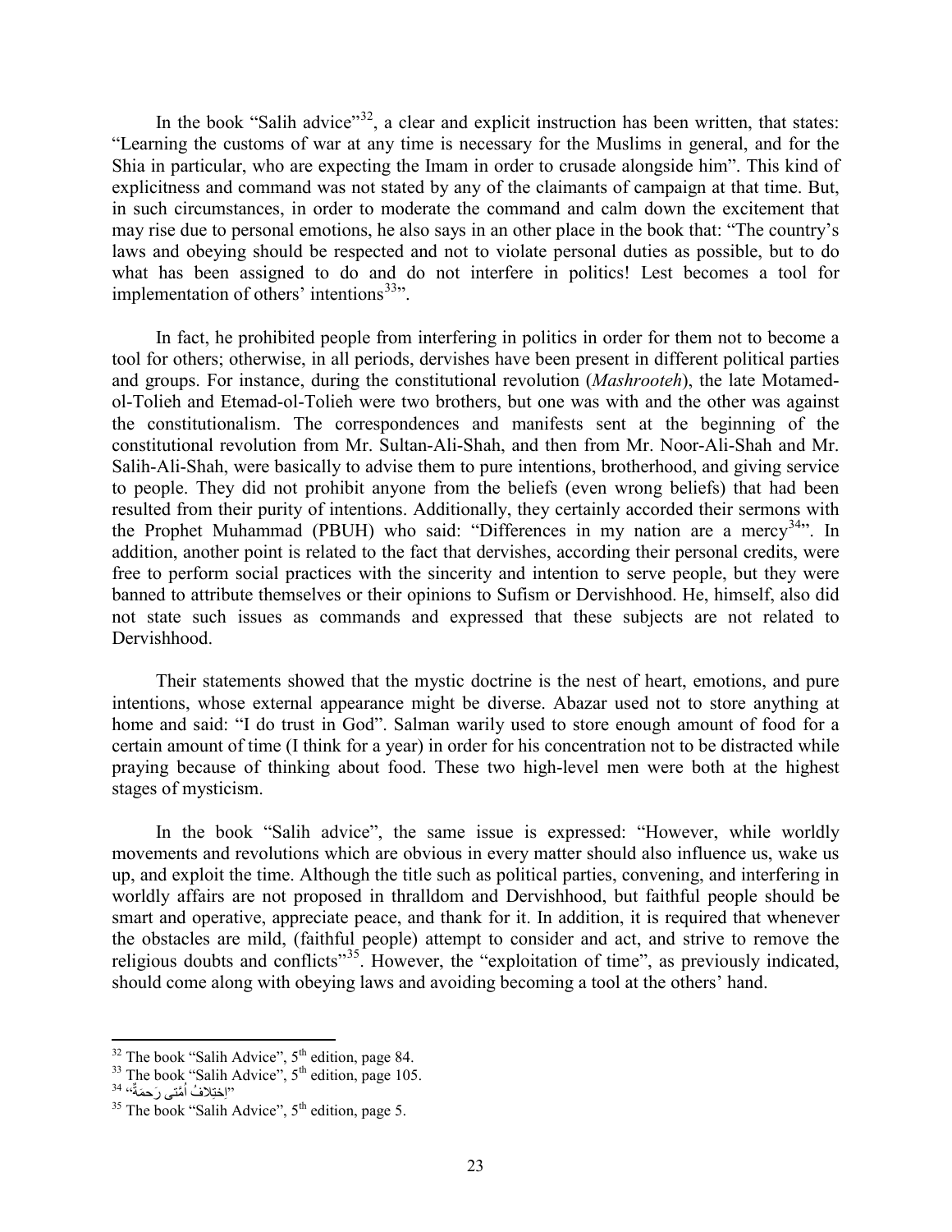In the book "Salih advice"[32], a clear and explicit instruction has been written, that states: "Learning the customs of war at any time is necessary for the Muslims in general, and for the Shia in particular, who are expecting the Imam in order to crusade alongside him". This kind of explicitness and command was not stated by any of the claimants of campaign at that time. But, in such circumstances, in order to moderate the command and calm down the excitement that may rise due to personal emotions, he also says in an other place in the book that: "The country's laws and obeying should be respected and not to violate personal duties as possible, but to do what has been assigned to do and do not interfere in politics! Lest becomes a tool for implementation of others' intentions[33]".

In fact, he prohibited people from interfering in politics in order for them not to become a tool for others; otherwise, in all periods, dervishes have been present in different political parties and groups. For instance, during the constitutional revolution (*Mashrooteh*), the late Motamed-ol-Tolieh and Etemad-ol-Tolieh were two brothers, but one was with and the other was against the constitutionalism. The correspondences and manifests sent at the beginning of the constitutional revolution from Mr. Sultan-Ali-Shah, and then from Mr. Noor-Ali-Shah and Mr. Salih-Ali-Shah, were basically to advise them to pure intentions, brotherhood, and giving service to people. They did not prohibit anyone from the beliefs (even wrong beliefs) that had been resulted from their purity of intentions. Additionally, they certainly accorded their sermons with the Prophet Muhammad (PBUH) who said: "Differences in my nation are a mercy[34]". In addition, another point is related to the fact that dervishes, according their personal credits, were free to perform social practices with the sincerity and intention to serve people, but they were banned to attribute themselves or their opinions to Sufism or Dervishhood. He, himself, also did not state such issues as commands and expressed that these subjects are not related to Dervishhood.

Their statements showed that the mystic doctrine is the nest of heart, emotions, and pure intentions, whose external appearance might be diverse. Abazar used not to store anything at home and said: "I do trust in God". Salman warily used to store enough amount of food for a certain amount of time (I think for a year) in order for his concentration not to be distracted while praying because of thinking about food. These two high-level men were both at the highest stages of mysticism.

In the book "Salih advice", the same issue is expressed: "However, while worldly movements and revolutions which are obvious in every matter should also influence us, wake us up, and exploit the time. Although the title such as political parties, convening, and interfering in worldly affairs are not proposed in thralldom and Dervishhood, but faithful people should be smart and operative, appreciate peace, and thank for it. In addition, it is required that whenever the obstacles are mild, (faithful people) attempt to consider and act, and strive to remove the religious doubts and conflicts"[35]. However, the "exploitation of time", as previously indicated, should come along with obeying laws and avoiding becoming a tool at the others' hand.

---

[32] The book "Salih Advice", 5th edition, page 84.

[33] The book "Salih Advice", 5th edition, page 105.

[34] "اِختِلافُ اُمَّتی رَحمَةٌ"

[35] The book "Salih Advice", 5th edition, page 5.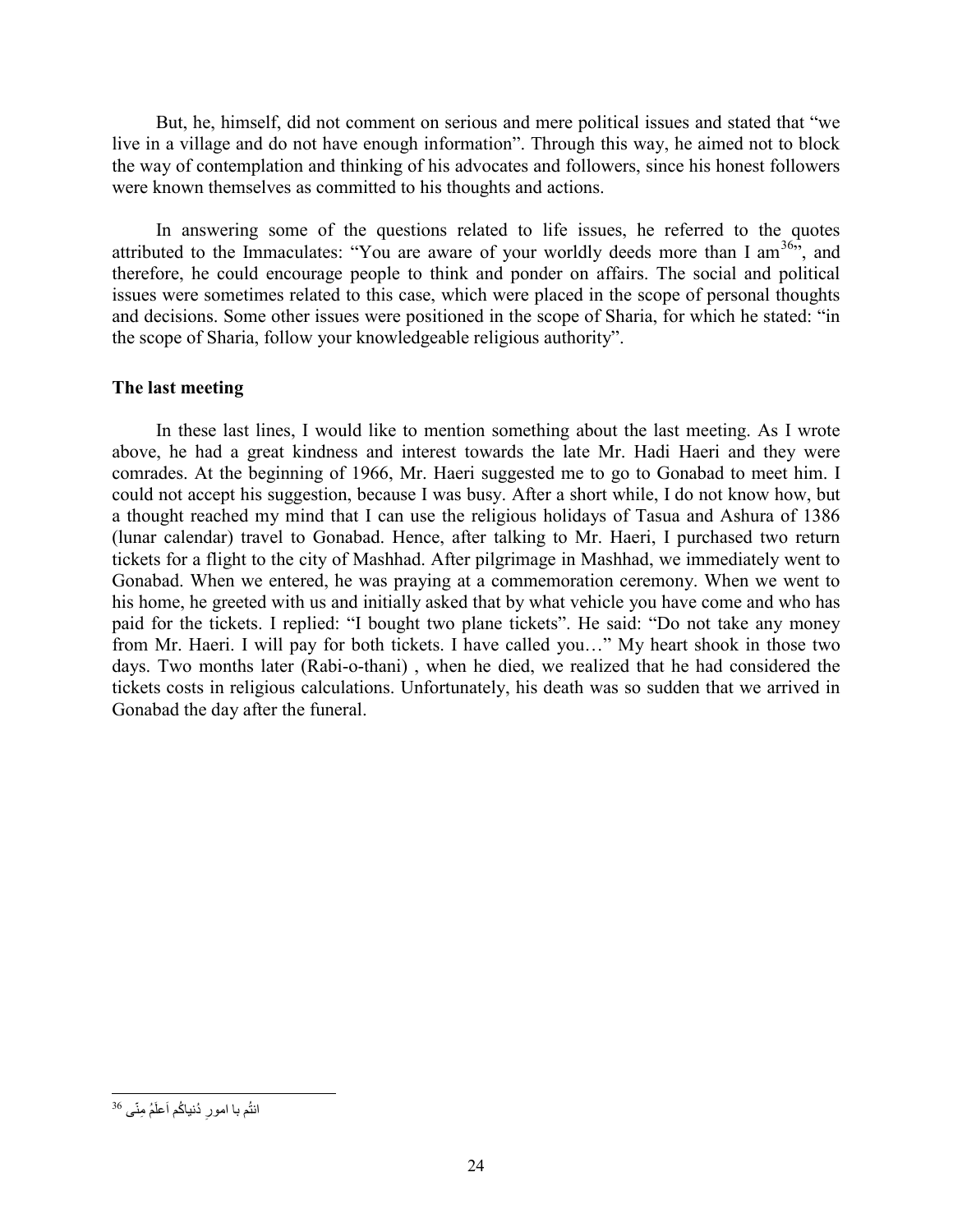But, he, himself, did not comment on serious and mere political issues and stated that "we live in a village and do not have enough information". Through this way, he aimed not to block the way of contemplation and thinking of his advocates and followers, since his honest followers were known themselves as committed to his thoughts and actions.

In answering some of the questions related to life issues, he referred to the quotes attributed to the Immaculates: "You are aware of your worldly deeds more than I am[36]", and therefore, he could encourage people to think and ponder on affairs. The social and political issues were sometimes related to this case, which were placed in the scope of personal thoughts and decisions. Some other issues were positioned in the scope of Sharia, for which he stated: "in the scope of Sharia, follow your knowledgeable religious authority".

### The last meeting

In these last lines, I would like to mention something about the last meeting. As I wrote above, he had a great kindness and interest towards the late Mr. Hadi Haeri and they were comrades. At the beginning of 1966, Mr. Haeri suggested me to go to Gonabad to meet him. I could not accept his suggestion, because I was busy. After a short while, I do not know how, but a thought reached my mind that I can use the religious holidays of Tasua and Ashura of 1386 (lunar calendar) travel to Gonabad. Hence, after talking to Mr. Haeri, I purchased two return tickets for a flight to the city of Mashhad. After pilgrimage in Mashhad, we immediately went to Gonabad. When we entered, he was praying at a commemoration ceremony. When we went to his home, he greeted with us and initially asked that by what vehicle you have come and who has paid for the tickets. I replied: "I bought two plane tickets". He said: "Do not take any money from Mr. Haeri. I will pay for both tickets. I have called you…" My heart shook in those two days. Two months later (Rabi-o-thani) , when he died, we realized that he had considered the tickets costs in religious calculations. Unfortunately, his death was so sudden that we arrived in Gonabad the day after the funeral.

---

[36] انتُم با امورِ دُنیاکُم اَعلَمُ مِنّی